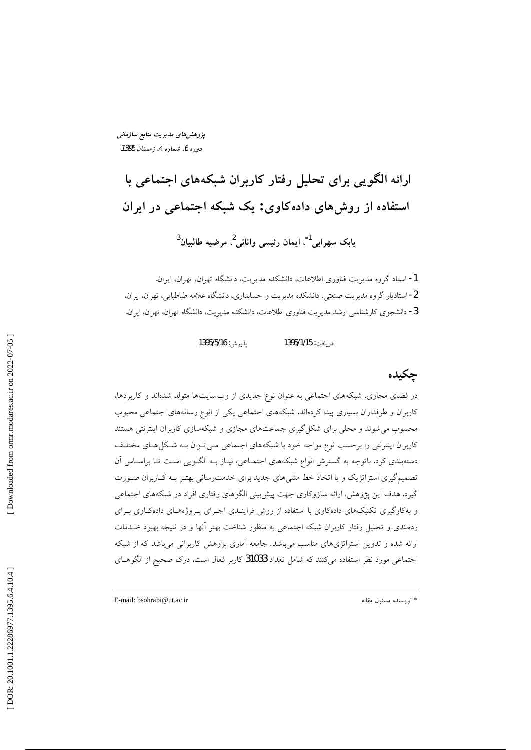*پژوهش‌های مدیریت منابع سازمانی*
*دوره 6، شماره 4، زمستان 1395*

# ارائه الگویی برای تحلیل رفتار کاربران شبکه‌های اجتماعی با استفاده از روش‌های داده‌کاوی: یک شبکه اجتماعی در ایران

**بابک سهرابی[1]*، ایمان رئیسی وانانی[2]، مرضیه طالبیان[3]**

1- استاد گروه مدیریت فناوری اطلاعات، دانشکده مدیریت، دانشگاه تهران، تهران، ایران.
2- استادیار گروه مدیریت صنعتی، دانشکده مدیریت و حسابداری، دانشگاه علامه طباطبایی، تهران، ایران.
3- دانشجوی کارشناسی ارشد مدیریت فناوری اطلاعات، دانشکده مدیریت، دانشگاه تهران، تهران، ایران.

دریافت: 1395/1/15 پذیرش: 1395/5/16

## چکیده

در فضای مجازی، شبکه‌های اجتماعی به عنوان نوع جدیدی از وب‌سایت‌ها متولد شده‌اند و کاربردها، کاربران و طرفداران بسیاری پیدا کرده‌اند. شبکه‌های اجتماعی یکی از انوع رسانه‌های اجتماعی محبوب محسوب می‌شوند و محلی برای شکل‌گیری جماعت‌های مجازی و شبکه‌سازی کاربران اینترنتی هستند کاربران اینترنتی را برحسب نوع مواجه خود با شبکه‌های اجتماعی می‌توان به شکل‌های مختلف دسته‌بندی کرد. باتوجه به گسترش انواع شبکه‌های اجتماعی، نیاز به الگویی است تا براساس آن تصمیم‌گیری استراتژیک و یا اتخاذ خط مشی‌های جدید برای خدمت‌رسانی بهتر به کاربران صورت گیرد. هدف این پژوهش، ارائه سازوکاری جهت پیش‌بینی الگوهای رفتاری افراد در شبکه‌های اجتماعی و به‌کارگیری تکنیک‌های داده‌کاوی با استفاده از روش فرایندی اجرای پروژه‌های داده‌کاوی برای رده‌بندی و تحلیل رفتار کاربران شبکه اجتماعی به منظور شناخت بهتر آنها و در نتیجه بهبود خدمات ارائه شده و تدوین استراتژی‌های مناسب می‌باشد. جامعه آماری پژوهش کاربرانی می‌باشد که از شبکه اجتماعی مورد نظر استفاده می‌کنند که شامل تعداد 31033 کاربر فعال است. درک صحیح از الگوهای

---

\* نویسنده مسئول مقاله E-mail: bsohrabi@ut.ac.ir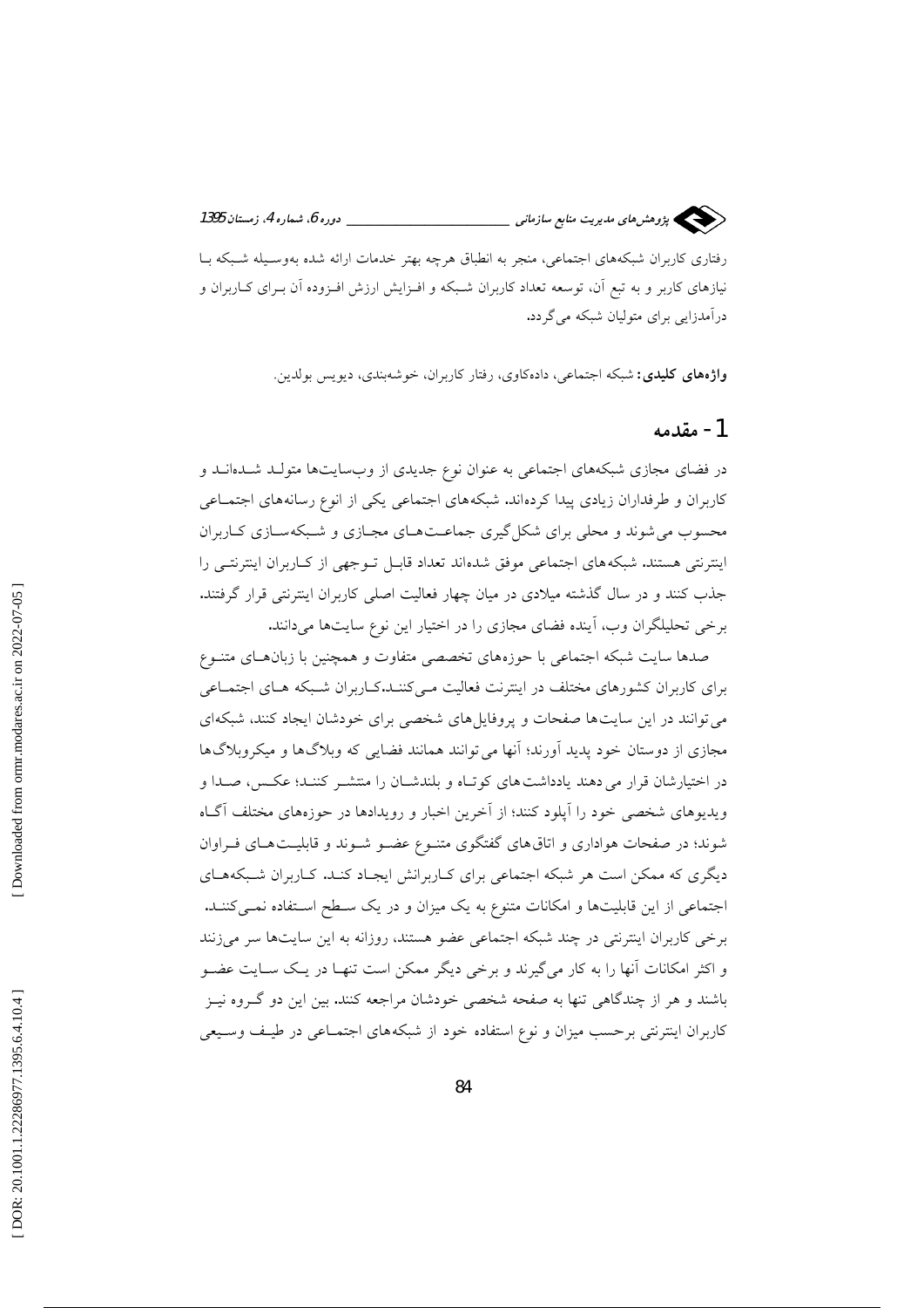رفتاری کاربران شبکه‌های اجتماعی، منجر به انطباق هرچه بهتر خدمات ارائه شده به‌وسیله شبکه با نیازهای کاربر و به تبع آن، توسعه تعداد کاربران شبکه و افزایش ارزش افزوده آن برای کاربران و درآمدزایی برای متولیان شبکه می‌گردد.

**واژه‌های کلیدی:** شبکه اجتماعی، داده‌کاوی، رفتار کاربران، خوشه‌بندی، دیویس بولدین.

## 1- مقدمه

در فضای مجازی شبکه‌های اجتماعی به عنوان نوع جدیدی از وب‌سایت‌ها متولد شده‌اند و کاربران و طرفداران زیادی پیدا کرده‌اند. شبکه‌های اجتماعی یکی از انوع رسانه‌های اجتماعی محسوب می‌شوند و محلی برای شکل‌گیری جماعت‌های مجازی و شبکه‌سازی کاربران اینترنتی هستند. شبکه‌های اجتماعی موفق شده‌اند تعداد قابل توجهی از کاربران اینترنتی را جذب کنند و در سال گذشته میلادی در میان چهار فعالیت اصلی کاربران اینترنتی قرار گرفتند. برخی تحلیلگران وب، آینده فضای مجازی را در اختیار این نوع سایت‌ها می‌دانند.

صدها سایت شبکه اجتماعی با حوزه‌های تخصصی متفاوت و همچنین با زبان‌های متنوع برای کاربران کشورهای مختلف در اینترنت فعالیت می‌کنند.کاربران شبکه های اجتماعی می‌توانند در این سایت‌ها صفحات و پروفایل‌های شخصی برای خودشان ایجاد کنند، شبکه‌ای مجازی از دوستان خود پدید آورند؛ آنها می‌توانند همانند فضایی که وبلاگ‌ها و میکروبلاگ‌ها در اختیارشان قرار می‌دهند یادداشت‌های کوتاه و بلندشان را منتشر کنند؛ عکس، صدا و ویدیوهای شخصی خود را آپلود کنند؛ از آخرین اخبار و رویدادها در حوزه‌های مختلف آگاه شوند؛ در صفحات هواداری و اتاق‌های گفتگوی متنوع عضو شوند و قابلیت‌های فراوان دیگری که ممکن است هر شبکه اجتماعی برای کاربرانش ایجاد کند. کاربران شبکه‌های اجتماعی از این قابلیت‌ها و امکانات متنوع به یک میزان و در یک سطح استفاده نمی‌کنند. برخی کاربران اینترنتی در چند شبکه اجتماعی عضو هستند، روزانه به این سایت‌ها سر می‌زنند و اکثر امکانات آنها را به کار می‌گیرند و برخی دیگر ممکن است تنها در یک سایت عضو باشند و هر از چندگاهی تنها به صفحه شخصی خودشان مراجعه کنند. بین این دو گروه نیز کاربران اینترنتی برحسب میزان و نوع استفاده خود از شبکه‌های اجتماعی در طیف وسیعی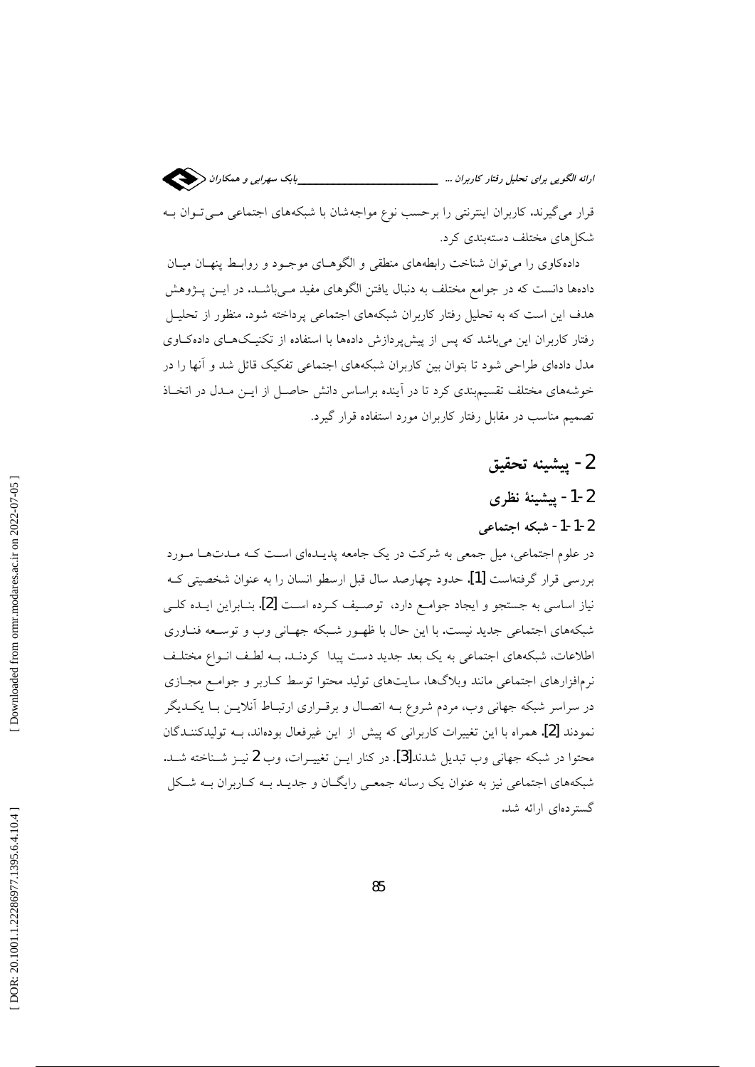قرار می‌گیرند. کاربران اینترنتی را برحسب نوع مواجه‌شان با شبکه‌های اجتماعی مـی‌تـوان بـه شکل‌های مختلف دسته‌بندی کرد.

داده‌کاوی را می‌توان شناخت رابطه‌های منطقی و الگوهـای موجـود و روابـط پنهـان میـان داده‌ها دانست که در جوامع مختلف به دنبال یافتن الگوهای مفید مـی‌باشـد. در ایـن پـژوهش هدف این است که به تحلیل رفتار کاربران شبکه‌های اجتماعی پرداخته شود. منظور از تحلیـل رفتار کاربران این می‌باشد که پس از پیش‌پردازش داده‌ها با استفاده از تکنیـک‌هـای داده‌کـاوی مدل داده‌ای طراحی شود تا بتوان بین کاربران شبکه‌های اجتماعی تفکیک قائل شد و آنها را در خوشه‌های مختلف تقسیم‌بندی کرد تا در آینده براساس دانش حاصـل از ایـن مـدل در اتخـاذ تصمیم مناسب در مقابل رفتار کاربران مورد استفاده قرار گیرد.

# 2- پیشینه تحقیق

## 2-1- پیشینهٔ نظری

### 2-1-1- شبکه اجتماعی

در علوم اجتماعی، میل جمعی به شرکت در یک جامعه پدیـده‌ای اسـت کـه مـدت‌هـا مـورد بررسی قرار گرفته‌است [1]. حدود چهارصد سال قبل ارسطو انسان را به عنوان شخصیتی کـه نیاز اساسی به جستجو و ایجاد جوامـع دارد، توصـیف کـرده اسـت [2]. بنـابراین ایـده کلـی شبکه‌های اجتماعی جدید نیست. با این حال با ظهـور شـبکه جهـانی وب و توسـعه فنـاوری اطلاعات، شبکه‌های اجتماعی به یک بعد جدید دست پیدا کردنـد. بـه لطـف انـواع مختلـف نرم‌افزارهای اجتماعی مانند وبلاگ‌ها، سایت‌های تولید محتوا توسط کـاربر و جوامـع مجـازی در سراسر شبکه جهانی وب، مردم شروع بـه اتصـال و برقـراری ارتبـاط آنلایـن بـا یکـدیگر نمودند [2]. همراه با این تغییرات کاربرانی که پیش از این غیرفعال بوده‌اند، بـه تولیدکننـدگان محتوا در شبکه جهانی وب تبدیل شدند[3]. در کنار ایـن تغییـرات، وب 2 نیـز شـناخته شـد. شبکه‌های اجتماعی نیز به عنوان یک رسانه جمعـی رایگـان و جدیـد بـه کـاربران بـه شـکل گسترده‌ای ارائه شد.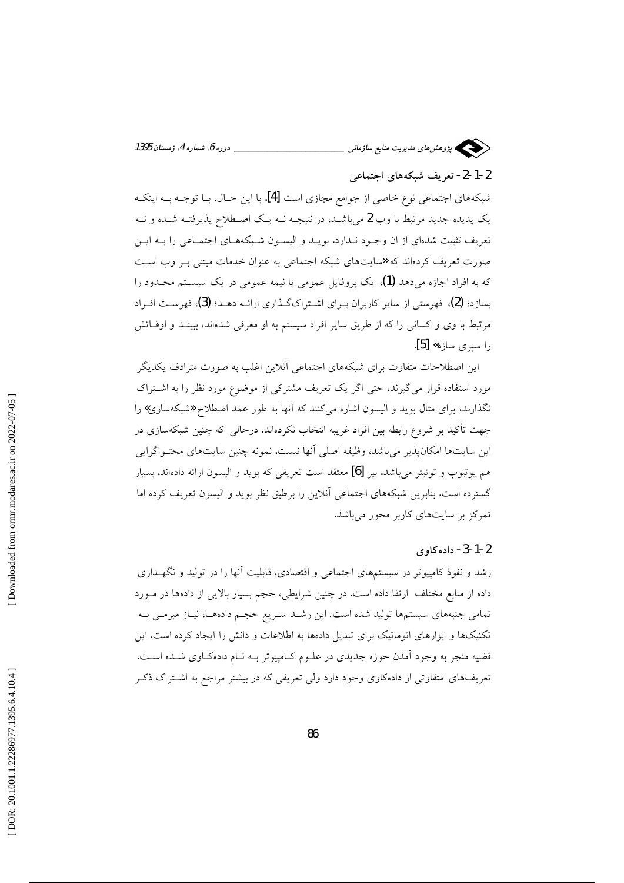## 2-1-2- تعریف شبکه‌های اجتماعی

شبکه‌های اجتماعی نوع خاصی از جوامع مجازی است [4]. با این حال، با توجه به اینکه یک پدیده جدید مرتبط با وب 2 می‌باشد، در نتیجه نه یک اصطلاح پذیرفته شده و نه تعریف تثبیت شده‌ای از ان وجود ندارد. بوید و الیسون شبکه‌های اجتماعی را به این صورت تعریف کرده‌اند که«سایت‌های شبکه اجتماعی به عنوان خدمات مبتنی بر وب است که به افراد اجازه می‌دهد (1)، یک پروفایل عمومی یا نیمه عمومی در یک سیستم محدود را بسازد؛ (2)، فهرستی از سایر کاربران برای اشتراک‌گذاری ارائه دهد؛ (3)، فهرست افراد مرتبط با وی و کسانی را که از طریق سایر افراد سیستم به او معرفی شده‌اند، ببیند و اوقاتش را سپری سازد» [5].

این اصطلاحات متفاوت برای شبکه‌های اجتماعی آنلاین اغلب به صورت مترادف یکدیگر مورد استفاده قرار می‌گیرند، حتی اگر یک تعریف مشترکی از موضوع مورد نظر را به اشتراک نگذارند، برای مثال بوید و الیسون اشاره می‌کنند که آنها به طور عمد اصطلاح«شبکه‌سازی» را جهت تأکید بر شروع رابطه بین افراد غریبه انتخاب نکرده‌اند. درحالی که چنین شبکه‌سازی در این سایت‌ها امکان‌پذیر می‌باشد، وظیفه اصلی آنها نیست. نمونه چنین سایت‌های محتواگرایی هم یوتیوب و توئیتر می‌باشد. بیر [6] معتقد است تعریفی که بوید و الیسون ارائه داده‌اند، بسیار گسترده است. بنابرین شبکه‌های اجتماعی آنلاین را برطبق نظر بوید و الیسون تعریف کرده اما تمرکز بر سایت‌های کاربر محور می‌باشد.

## 3-1-2- داده‌کاوی

رشد و نفوذ کامپیوتر در سیستم‌های اجتماعی و اقتصادی، قابلیت آنها را در تولید و نگهداری داده از منابع مختلف ارتقا داده است. در چنین شرایطی، حجم بسیار بالایی از داده‌ها در مورد تمامی جنبه‌های سیستم‌ها تولید شده است. این رشد سریع حجم داده‌ها، نیاز مبرمی به تکنیک‌ها و ابزارهای اتوماتیک برای تبدیل داده‌ها به اطلاعات و دانش را ایجاد کرده است. این قضیه منجر به وجود آمدن حوزه جدیدی در علوم کامپیوتر به نام داده‌کاوی شده است. تعریف‌های متفاوتی از داده‌کاوی وجود دارد ولی تعریفی که در بیشتر مراجع به اشتراک ذکر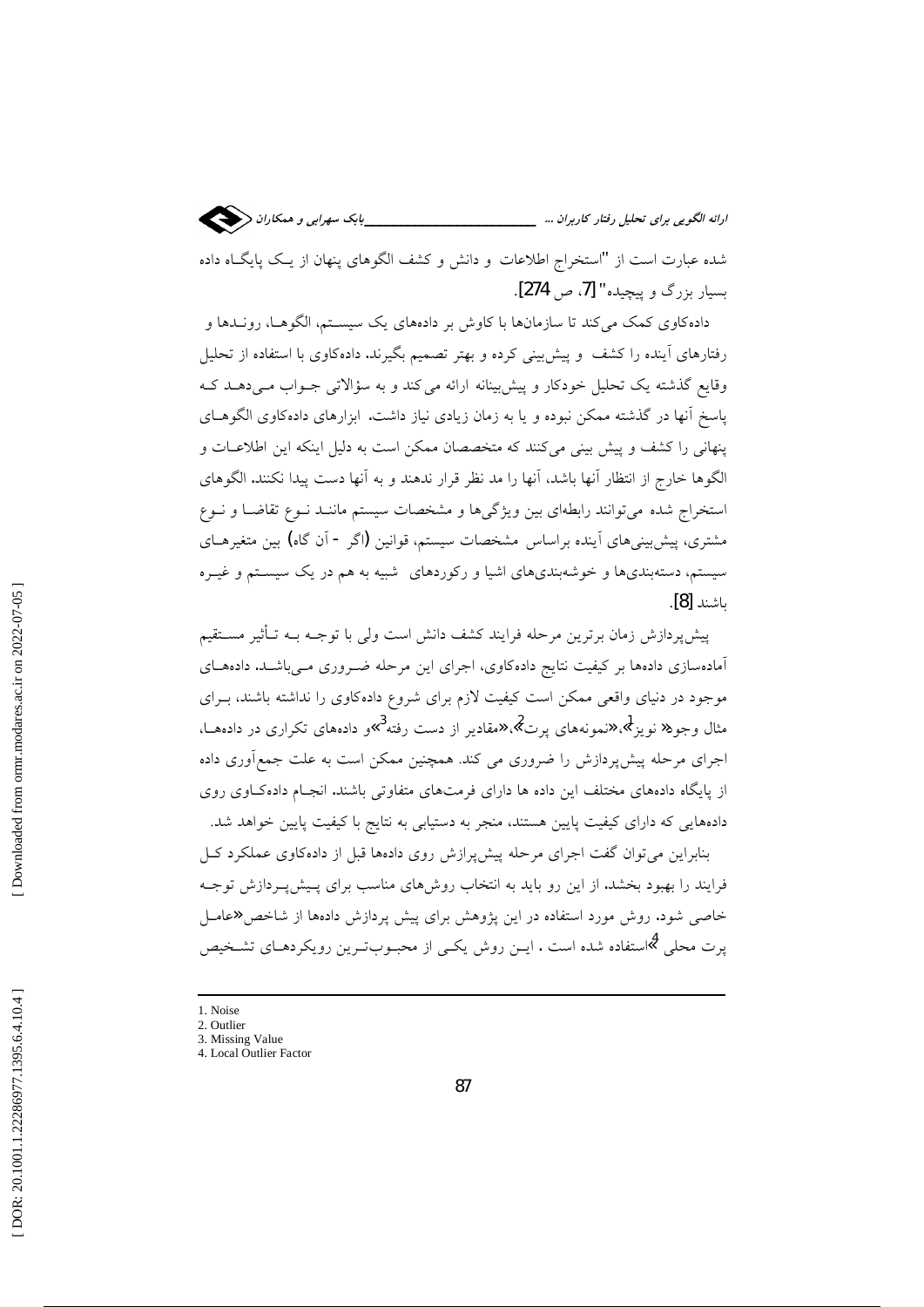شده عبارت است از "استخراج اطلاعات و دانش و کشف الگوهای پنهان از یک پایگاه داده بسیار بزرگ و پیچیده" [7، ص 274].

داده‌کاوی کمک می‌کند تا سازمان‌ها با کاوش بر داده‌های یک سیستم، الگوها، روندها و رفتارهای آینده را کشف و پیش‌بینی کرده و بهتر تصمیم بگیرند. داده‌کاوی با استفاده از تحلیل وقایع گذشته یک تحلیل خودکار و پیش‌بینانه ارائه می‌کند و به سؤالاتی جواب می‌دهد که پاسخ آنها در گذشته ممکن نبوده و یا به زمان زیادی نیاز داشت. ابزارهای داده‌کاوی الگوهای پنهانی را کشف و پیش بینی می‌کنند که متخصصان ممکن است به دلیل اینکه این اطلاعات و الگوها خارج از انتظار آنها باشد، آنها را مد نظر قرار ندهند و به آنها دست پیدا نکنند. الگوهای استخراج شده می‌توانند رابطه‌ای بین ویژگی‌ها و مشخصات سیستم مانند نوع تقاضا و نوع مشتری، پیش‌بینی‌های آینده براساس مشخصات سیستم، قوانین (اگر - آن گاه) بین متغیرهای سیستم، دسته‌بندی‌ها و خوشه‌بندی‌های اشیا و رکوردهای شبیه به هم در یک سیستم و غیره باشند [8].

پیش‌پردازش زمان برترین مرحله فرایند کشف دانش است ولی با توجه به تأثیر مستقیم آماده‌سازی داده‌ها بر کیفیت نتایج داده‌کاوی، اجرای این مرحله ضروری می‌باشد. داده‌های موجود در دنیای واقعی ممکن است کیفیت لازم برای شروع داده‌کاوی را نداشته باشند، برای مثال وجود« نویز[1]»،«نمونه‌های پرت[2]»،«مقادیر از دست رفته[3]»و داده‌های تکراری در داده‌ها، اجرای مرحله پیش‌پردازش را ضروری می کند. همچنین ممکن است به علت جمع‌آوری داده از پایگاه داده‌های مختلف این داده ها دارای فرمت‌های متفاوتی باشند. انجام داده‌کاوی روی داده‌هایی که دارای کیفیت پایین هستند، منجر به دستیابی به نتایج با کیفیت پایین خواهد شد.

بنابراین می‌توان گفت اجرای مرحله پیش‌پرازش روی داده‌ها قبل از داده‌کاوی عملکرد کل فرایند را بهبود بخشد. از این رو باید به انتخاب روش‌های مناسب برای پیش‌پردازش توجه خاصی شود. روش مورد استفاده در این پژوهش برای پیش پردازش داده‌ها از شاخص«عامل پرت محلی [4]»استفاده شده است . این روش یکی از محبوب‌ترین رویکردهای تشخیص

---

1. Noise
2. Outlier
3. Missing Value
4. Local Outlier Factor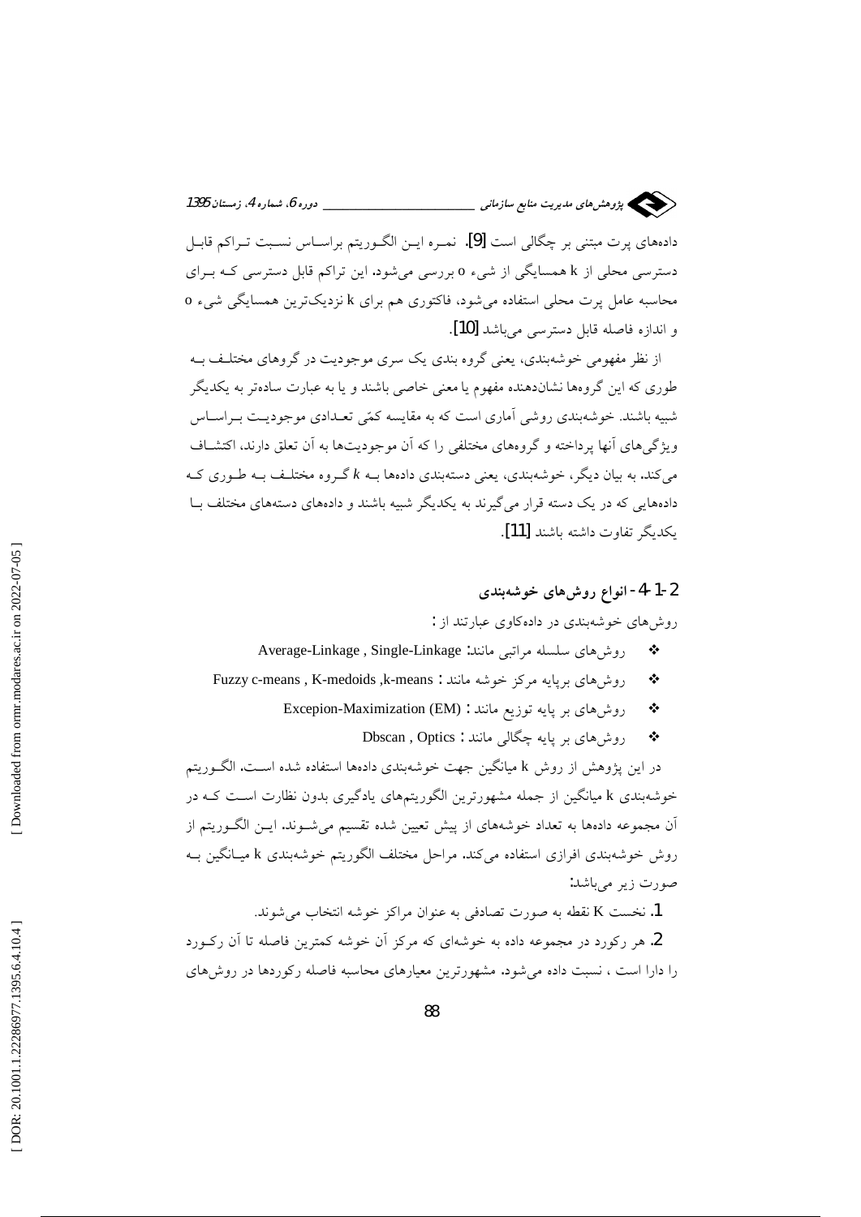داده‌های پرت مبتنی بر چگالی است [9]. نمره این الگوریتم براساس نسبت تراکم قابل دسترسی محلی از k همسایگی از شیء o بررسی می‌شود. این تراکم قابل دسترسی که برای محاسبه عامل پرت محلی استفاده می‌شود، فاکتوری هم برای k نزدیک‌ترین همسایگی شیء o و اندازه فاصله قابل دسترسی می‌باشد [10].

از نظر مفهومی خوشه‌بندی، یعنی گروه بندی یک سری موجودیت در گروهای مختلف به طوری که این گروه‌ها نشان‌دهنده مفهوم یا معنی خاصی باشند و یا به عبارت ساده‌تر به یکدیگر شبیه باشند. خوشه‌بندی روشی آماری است که به مقایسه کمّی تعدادی موجودیت براساس ویژگی‌های آنها پرداخته و گروه‌های مختلفی را که آن موجودیت‌ها به آن تعلق دارند، اکتشاف می‌کند. به بیان دیگر، خوشه‌بندی، یعنی دسته‌بندی داده‌ها به *k* گروه مختلف به طوری که داده‌هایی که در یک دسته قرار می‌گیرند به یکدیگر شبیه باشند و داده‌های دسته‌های مختلف با یکدیگر تفاوت داشته باشند [11].

### 2-1-4- انواع روش‌های خوشه‌بندی

روش‌های خوشه‌بندی در داده‌کاوی عبارتند از :

- روش‌های سلسله مراتبی مانند: Average-Linkage , Single-Linkage
- روش‌های برپایه مرکز خوشه مانند : Fuzzy c-means , K-medoids ,k-means
- روش‌های بر پایه توزیع مانند : Excepion-Maximization (EM)
- روش‌های بر پایه چگالی مانند : Dbscan , Optics

در این پژوهش از روش k میانگین جهت خوشه‌بندی داده‌ها استفاده شده است. الگوریتم خوشه‌بندی k میانگین از جمله مشهورترین الگوریتم‌های یادگیری بدون نظارت است که در آن مجموعه داده‌ها به تعداد خوشه‌های از پیش تعیین شده تقسیم می‌شوند. این الگوریتم از روش خوشه‌بندی افرازی استفاده می‌کند. مراحل مختلف الگوریتم خوشه‌بندی k میانگین به صورت زیر می‌باشد:

1. نخست K نقطه به صورت تصادفی به عنوان مراکز خوشه انتخاب می‌شوند.
2. هر رکورد در مجموعه داده به خوشه‌ای که مرکز آن خوشه کمترین فاصله تا آن رکورد را دارا است ، نسبت داده می‌شود. مشهورترین معیارهای محاسبه فاصله رکوردها در روش‌های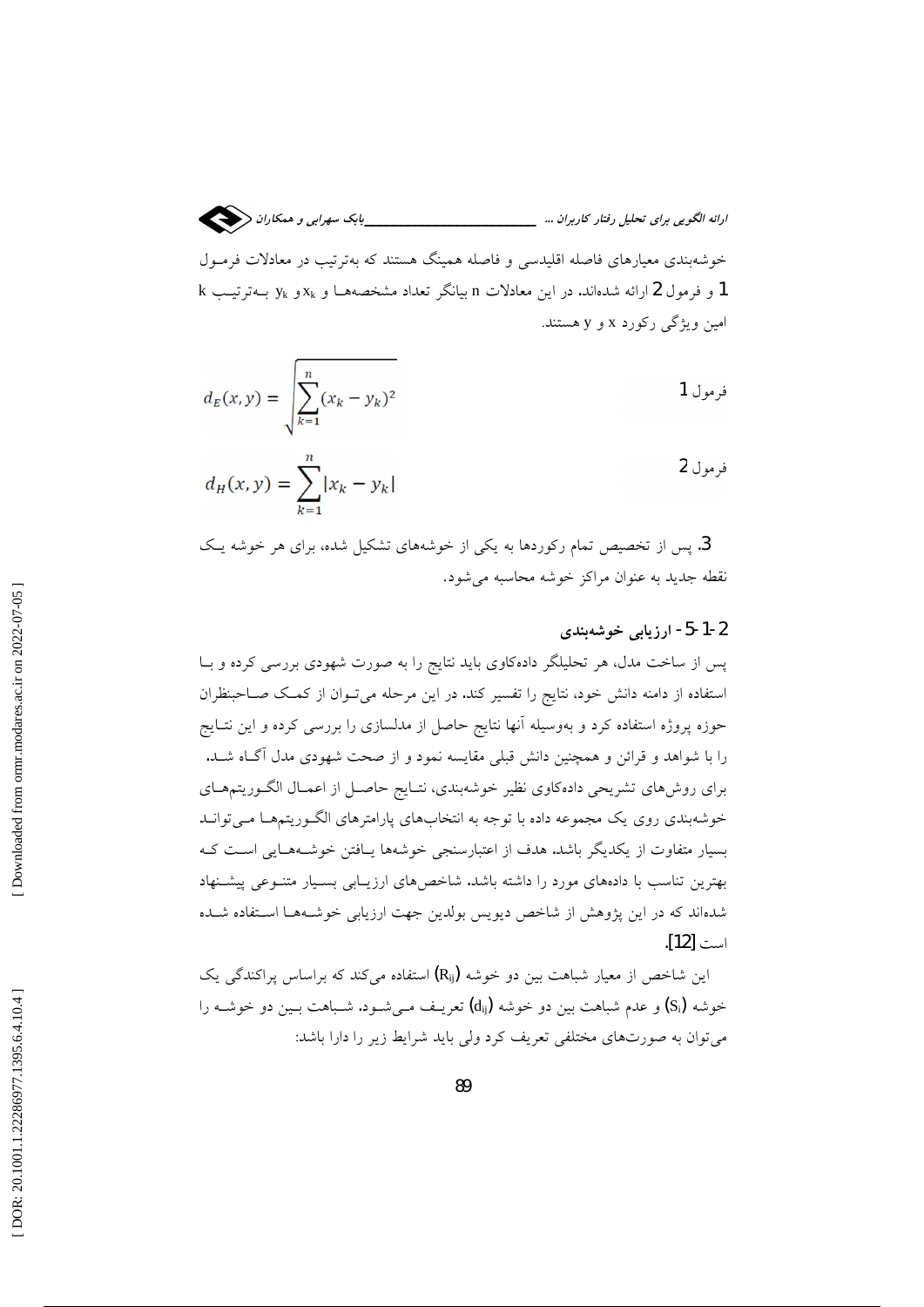خوشه‌بندی معیارهای فاصله اقلیدسی و فاصله همینگ هستند که به‌ترتیب در معادلات فرمول 1 و فرمول 2 ارائه شده‌اند. در این معادلات n بیانگر تعداد مشخصه‌ها و $x_k$ و $y_k$ به‌ترتیب k امین ویژگی رکورد x و y هستند.

فرمول 1

$$d_E(x,y) = \sqrt{\sum_{k=1}^{n}(x_k - y_k)^2}$$

فرمول 2

$$d_H(x,y) = \sum_{k=1}^{n}|x_k - y_k|$$

3. پس از تخصیص تمام رکوردها به یکی از خوشه‌های تشکیل شده، برای هر خوشه یک نقطه جدید به عنوان مراکز خوشه محاسبه می‌شود.

### 2-1-5- ارزیابی خوشه‌بندی

پس از ساخت مدل، هر تحلیلگر داده‌کاوی باید نتایج را به صورت شهودی بررسی کرده و با استفاده از دامنه دانش خود، نتایج را تفسیر کند. در این مرحله می‌توان از کمک صاحبنظران حوزه پروژه استفاده کرد و به‌وسیله آنها نتایج حاصل از مدلسازی را بررسی کرده و این نتایج را با شواهد و قرائن و همچنین دانش قبلی مقایسه نمود و از صحت شهودی مدل آگاه شد. برای روش‌های تشریحی داده‌کاوی نظیر خوشه‌بندی، نتایج حاصل از اعمال الگوریتم‌های خوشه‌بندی روی یک مجموعه داده با توجه به انتخاب‌های پارامترهای الگوریتم‌ها می‌تواند بسیار متفاوت از یکدیگر باشد. هدف از اعتبارسنجی خوشه‌ها یافتن خوشه‌هایی است که بهترین تناسب با داده‌های مورد را داشته باشد. شاخص‌های ارزیابی بسیار متنوعی پیشنهاد شده‌اند که در این پژوهش از شاخص دیویس بولدین جهت ارزیابی خوشه‌ها استفاده شده است [12].

این شاخص از معیار شباهت بین دو خوشه ($R_{ij}$) استفاده می‌کند که براساس پراکندگی یک خوشه ($S_i$) و عدم شباهت بین دو خوشه ($d_{ij}$) تعریف می‌شود. شباهت بین دو خوشه را می‌توان به صورت‌های مختلفی تعریف کرد ولی باید شرایط زیر را دارا باشد: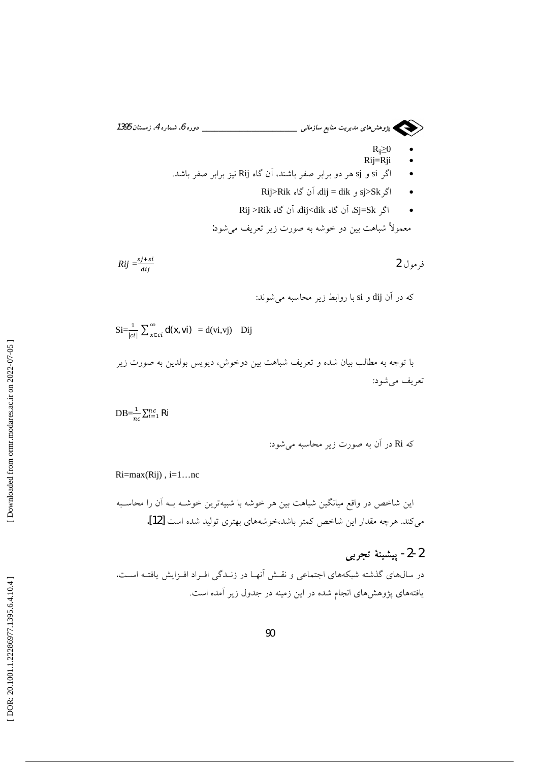- $R_{ij} \geq 0$
- $Rij=Rji$
- اگر si و sj هر دو برابر صفر باشند، آن گاه Rij نیز برابر صفر باشد.
- اگر sj>Sk و dij = dik، آن گاه Rij>Rik
- اگر Sj=Sk، آن گاه dij<dik، آن گاه Rij >Rik

معمولاً شباهت بین دو خوشه به صورت زیر تعریف می‌شود:

$$Rij = \frac{sj+si}{dij}$$ فرمول 2

که در آن dij و si با روابط زیر محاسبه می‌شوند:

$$Si=\frac{1}{|ci|}\sum_{x\in ci}^{\infty} d(x,vi) \quad = d(vi,vj) \quad Dij$$

با توجه به مطالب بیان شده و تعریف شباهت بین دوخوش، دیویس بولدین به صورت زیر تعریف می‌شود:

$$DB=\frac{1}{nc}\sum_{i=1}^{nc} Ri$$

که Ri در آن به صورت زیر محاسبه می‌شود:

$$Ri=\max(Rij) \text{ , } i=1\ldots nc$$

این شاخص در واقع میانگین شباهت بین هر خوشه با شبیه‌ترین خوشه بـه آن را محاسـبه می‌کند. هرچه مقدار این شاخص کمتر باشد،خوشه‌های بهتری تولید شده است [12].

## 2-2- پیشینۀ تجربی

در سال‌های گذشته شبکه‌های اجتماعی و نقـش آنهـا در زنـدگی افـراد افـزایش یافتـه اسـت. یافته‌های پژوهش‌های انجام شده در این زمینه در جدول زیر آمده است.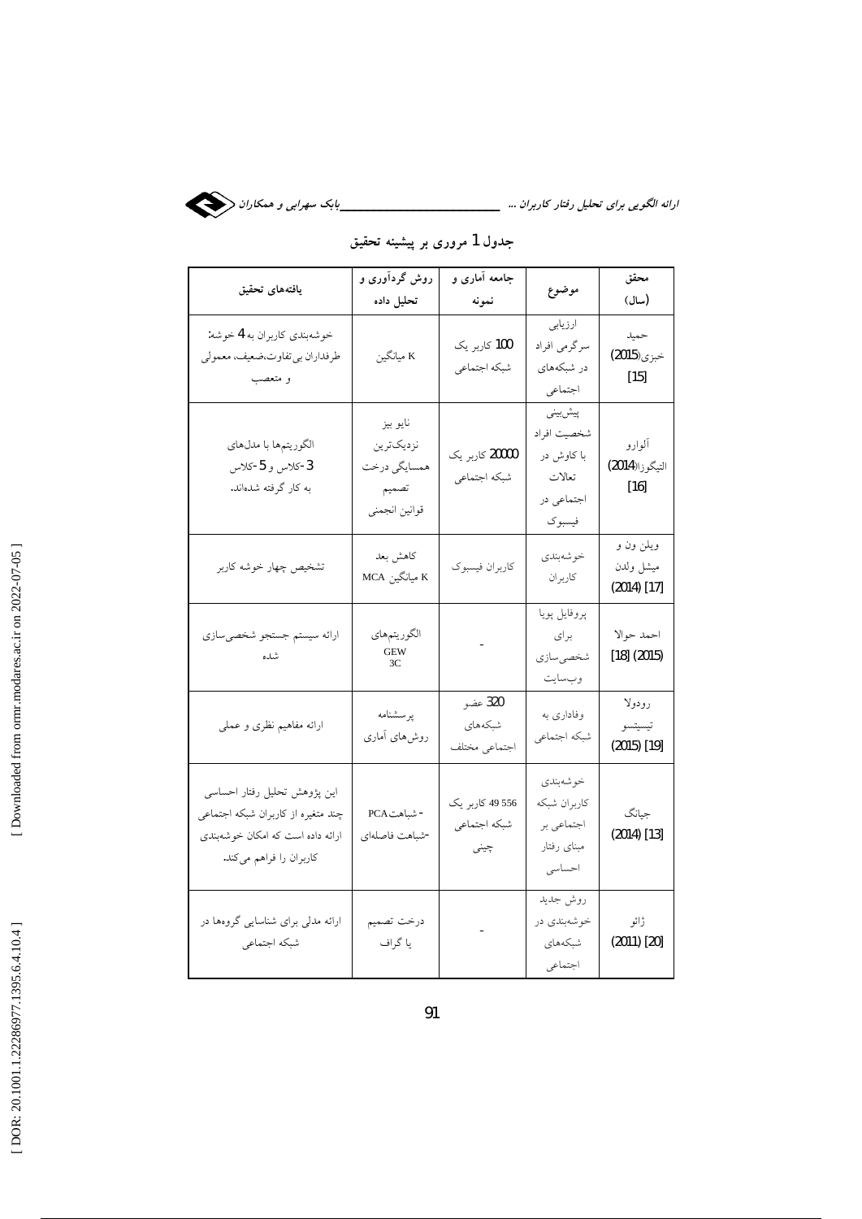## جدول 1 مروری بر پیشینه تحقیق

| محقق (سال) | موضوع | جامعه آماری و نمونه | روش گردآوری و تحلیل داده | یافته‌های تحقیق |
|---|---|---|---|---|
| حمید خبزی (2015) [15] | ارزیابی سرگرمی افراد در شبکه‌های اجتماعی | 100 کاربر یک شبکه اجتماعی | K میانگین | خوشه‌بندی کاربران به 4 خوشه: طرفداران بی‌تفاوت،ضعیف، معمولی و متعصب |
| آلوارو التیگوزا (2014) [16] | پیش‌بینی شخصیت افراد با کاوش در تعالات اجتماعی در فیسبوک | 20000 کاربر یک شبکه اجتماعی | نایو بیز نزدیک‌ترین همسایگی درخت تصمیم قوانین انجمنی | الگوریتم‌ها با مدل‌های 3-کلاس و 5-کلاس به کار گرفته شده‌اند. |
| ویلن ون و میشل ولدن (2014) [17] | خوشه‌بندی کاربران | کاربران فیسبوک | کاهش بعد MCA میانگین K | تشخیص چهار خوشه کاربر |
| احمد حوالا (2015) [18] | پروفایل پویا برای شخصی‌سازی وب‌سایت | - | الگوریتم‌های GEW 3C | ارائه سیستم جستجو شخصی‌سازی شده |
| رودولا تیسیتسو (2015) [19] | وفاداری به شبکه اجتماعی | 320 عضو شبکه‌های اجتماعی مختلف | پرسشنامه روش‌های آماری | ارائه مفاهیم نظری و عملی |
| جیانگ (2014) [13] | خوشه‌بندی کاربران شبکه اجتماعی بر مبنای رفتار احساسی | 556 49 کاربر یک شبکه اجتماعی چینی | - شباهت PCA -شباهت فاصله‌ای | این پژوهش تحلیل رفتار احساسی چند متغیره از کاربران شبکه اجتماعی ارائه داده است که امکان خوشه‌بندی کاربران را فراهم می‌کند. |
| ژائو (2011) [20] | روش جدید خوشه‌بندی در شبکه‌های اجتماعی | - | درخت تصمیم یا گراف | ارائه مدلی برای شناسایی گروه‌ها در شبکه اجتماعی |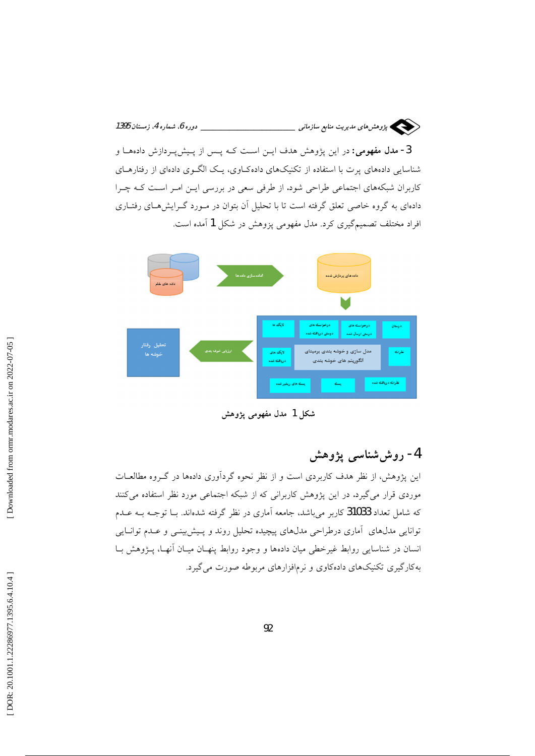**3- مدل مفهومی:** در این پژوهش هدف ایـن اسـت کـه پـس از پـیش‌پـردازش داده‌هـا و شناسایی داده‌های پرت با استفاده از تکنیک‌های داده‌کـاوی، یـک الگـوی داده‌ای از رفتارهـای کاربران شبکه‌های اجتماعی طراحی شود. از طرفی سعی در بررسی ایـن امـر اسـت کـه چـرا داده‌ای به گروه خاصی تعلق گرفته است تا با تحلیل آن بتوان در مـورد گـرایش‌هـای رفتـاری افراد مختلف تصمیم‌گیری کرد. مدل مفهومی پژوهش در شکل 1 آمده است.

شکل 1 مدل مفهومی پژوهش

## 4- روش‌شناسی پژوهش

این پژوهش، از نظر هدف کاربردی است و از نظر نحوه گردآوری داده‌ها در گـروه مطالعـات موردی قرار می‌گیرد. در این پژوهش کاربرانی که از شبکه اجتماعی مورد نظر استفاده می‌کنند که شامل تعداد 31033 کاربر می‌باشد، جامعه آماری در نظر گرفته شده‌اند. بـا توجـه بـه عـدم توانایی مدل‌های آماری درطراحی مدل‌های پیچیده تحلیل روند و پـیش‌بینـی و عـدم توانـایی انسان در شناسایی روابط غیرخطی میان داده‌ها و وجود روابط پنهـان میـان آنهـا، پـژوهش بـا به‌کارگیری تکنیک‌های داده‌کاوی و نرم‌افزارهای مربوطه صورت می‌گیرد.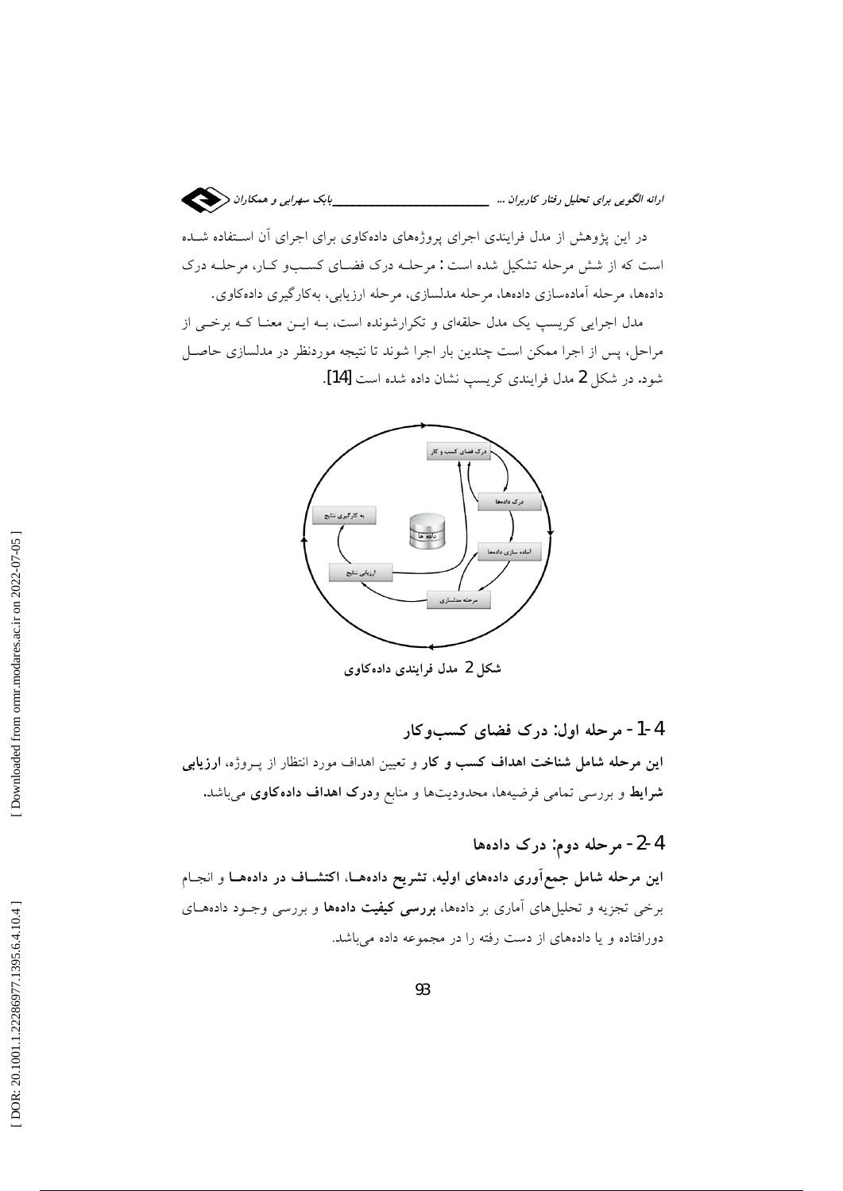در این پژوهش از مدل فرایندی اجرای پروژه‌های داده‌کاوی برای اجرای آن استفاده شده است که از شش مرحله تشکیل شده است : مرحله درک فضای کسب‌و کار، مرحله درک داده‌ها، مرحله آماده‌سازی داده‌ها، مرحله مدلسازی، مرحله ارزیابی، به‌کارگیری داده‌کاوی.

مدل اجرایی کریسپ یک مدل حلقه‌ای و تکرارشونده است، به این معنا که برخی از مراحل، پس از اجرا ممکن است چندین بار اجرا شوند تا نتیجه موردنظر در مدلسازی حاصل شود. در شکل 2 مدل فرایندی کریسپ نشان داده شده است [14].

شکل 2 مدل فرایندی داده‌کاوی

## 4-1- مرحله اول: درک فضای کسب‌وکار

**این مرحله شامل شناخت اهداف کسب و کار** و تعیین اهداف مورد انتظار از پروژه، **ارزیابی شرایط** و بررسی تمامی فرضیه‌ها، محدودیت‌ها و منابع و **درک اهداف داده‌کاوی** می‌باشد.

## 4-2- مرحله دوم: درک داده‌ها

**این مرحله شامل جمع‌آوری داده‌های اولیه، تشریح داده‌ها، اکتشاف در داده‌ها** و انجام برخی تجزیه و تحلیل‌های آماری بر داده‌ها، **بررسی کیفیت داده‌ها** و بررسی وجود داده‌های دورافتاده و یا داده‌های از دست رفته را در مجموعه داده می‌باشد.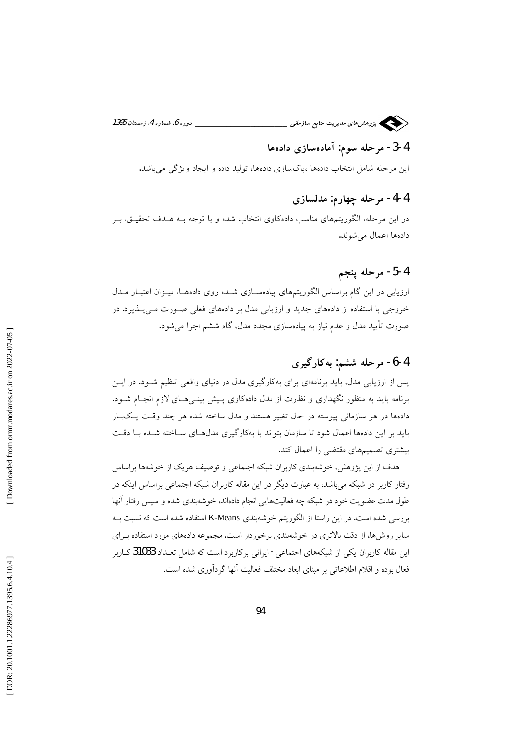## 4-3- مرحله سوم: آماده‌سازی داده‌ها

این مرحله شامل انتخاب داده‌ها ،پاک‌سازی داده‌ها، تولید داده و ایجاد ویژگی می‌باشد.

## 4-4- مرحله چهارم: مدلسازی

در این مرحله، الگوریتم‌های مناسب داده‌کاوی انتخاب شده و با توجه بـه هـدف تحقیـق، بـر داده‌ها اعمال می‌شوند.

## 4-5- مرحله پنجم

ارزیابی در این گام براساس الگوریتم‌های پیاده‌سـازی شـده روی داده‌هـا، میـزان اعتبـار مـدل خروجی با استفاده از داده‌های جدید و ارزیابی مدل بر داده‌های فعلی صـورت مـی‌پـذیرد. در صورت تأیید مدل و عدم نیاز به پیاده‌سازی مجدد مدل، گام ششم اجرا می‌شود.

## 4-6- مرحله ششم: به‌کارگیری

پس از ارزیابی مدل، باید برنامه‌ای برای به‌کارگیری مدل در دنیای واقعی تنظیم شـود. در ایـن برنامه باید به منظور نگهداری و نظارت از مدل داده‌کاوی پـیش بینـی‌هـای لازم انجـام شـود. داده‌ها در هر سازمانی پیوسته در حال تغییر هستند و مدل ساخته شده هر چند وقـت یـک‌بـار باید بر این داده‌ها اعمال شود تا سازمان بتواند با به‌کارگیری مدل‌هـای سـاخته شـده بـا دقـت بیشتری تصمیم‌های مقتضی را اعمال کند.

هدف از این پژوهش، خوشه‌بندی کاربران شبکه اجتماعی و توصیف هریک از خوشه‌ها براساس رفتار کاربر در شبکه می‌باشد، به عبارت دیگر در این مقاله کاربران شبکه اجتماعی براساس اینکه در طول مدت عضویت خود در شبکه چه فعالیت‌هایی انجام داده‌اند، خوشه‌بندی شده و سپس رفتار آنها بررسی شده است. در این راستا از الگوریتم خوشه‌بندی K-Means استفاده شده است که نسبت بـه سایر روش‌ها، از دقت بالاتری در خوشه‌بندی برخوردار است. مجموعه داده‌های مورد استفاده بـرای این مقاله کاربران یکی از شبکه‌های اجتماعی - ایرانی پرکاربرد است که شامل تعـداد 31033 کـاربر فعال بوده و اقلام اطلاعاتی بر مبنای ابعاد مختلف فعالیت آنها گردآوری شده است.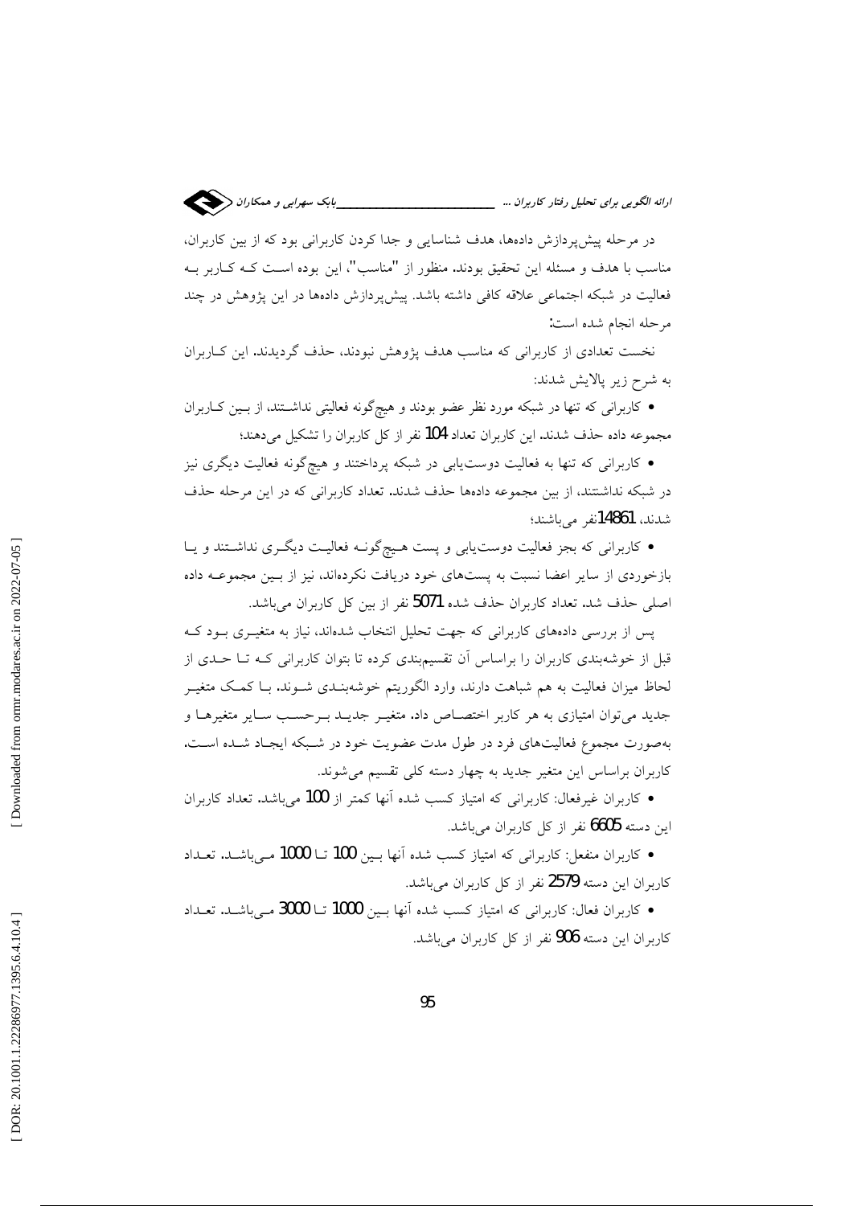در مرحله پیش‌پردازش داده‌ها، هدف شناسایی و جدا کردن کاربرانی بود که از بین کاربران، مناسب با هدف و مسئله این تحقیق بودند. منظور از "مناسب"، این بوده است که کاربر به فعالیت در شبکه اجتماعی علاقه کافی داشته باشد. پیش‌پردازش داده‌ها در این پژوهش در چند مرحله انجام شده است:

نخست تعدادی از کاربرانی که مناسب هدف پژوهش نبودند، حذف گردیدند. این کاربران به شرح زیر پالایش شدند:

- کاربرانی که تنها در شبکه مورد نظر عضو بودند و هیچ‌گونه فعالیتی نداشتند، از بین کاربران مجموعه داده حذف شدند. این کاربران تعداد 104 نفر از کل کاربران را تشکیل می‌دهند؛
- کاربرانی که تنها به فعالیت دوست‌یابی در شبکه پرداختند و هیچ‌گونه فعالیت دیگری نیز در شبکه نداشتند، از بین مجموعه داده‌ها حذف شدند. تعداد کاربرانی که در این مرحله حذف شدند، 14861نفر می‌باشند؛
- کاربرانی که بجز فعالیت دوست‌یابی و پست هیچ‌گونه فعالیت دیگری نداشتند و یا بازخوردی از سایر اعضا نسبت به پست‌های خود دریافت نکرده‌اند، نیز از بین مجموعه داده اصلی حذف شد. تعداد کاربران حذف شده 5071 نفر از بین کل کاربران می‌باشد.

پس از بررسی داده‌های کاربرانی که جهت تحلیل انتخاب شده‌اند، نیاز به متغیری بود که قبل از خوشه‌بندی کاربران را براساس آن تقسیم‌بندی کرده تا بتوان کاربرانی که تا حدی از لحاظ میزان فعالیت به هم شباهت دارند، وارد الگوریتم خوشه‌بندی شوند. با کمک متغیر جدید می‌توان امتیازی به هر کاربر اختصاص داد. متغیر جدید برحسب سایر متغیرها و به‌صورت مجموع فعالیت‌های فرد در طول مدت عضویت خود در شبکه ایجاد شده است. کاربران براساس این متغیر جدید به چهار دسته کلی تقسیم می‌شوند.

- کاربران غیرفعال: کاربرانی که امتیاز کسب شده آنها کمتر از 100 می‌باشد. تعداد کاربران این دسته 6605 نفر از کل کاربران می‌باشد.
- کاربران منفعل: کاربرانی که امتیاز کسب شده آنها بین 100 تا 1000 می‌باشد. تعداد کاربران این دسته 2579 نفر از کل کاربران می‌باشد.
- کاربران فعال: کاربرانی که امتیاز کسب شده آنها بین 1000 تا 3000 می‌باشد. تعداد کاربران این دسته 906 نفر از کل کاربران می‌باشد.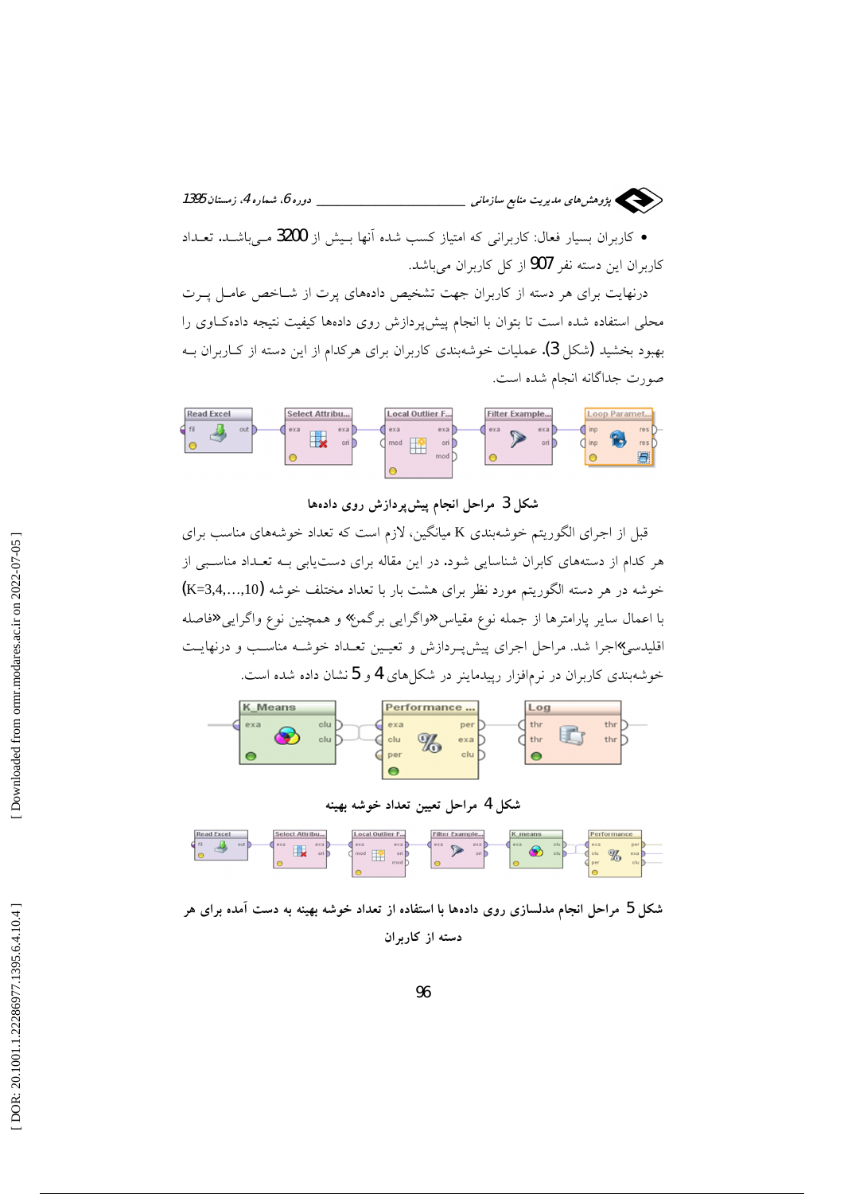• کاربران بسیار فعال: کاربرانی که امتیاز کسب شده آنها بیش از 3200 می‌باشد. تعداد کاربران این دسته نفر 907 از کل کاربران می‌باشد.

درنهایت برای هر دسته از کاربران جهت تشخیص داده‌های پرت از شاخص عامل پرت محلی استفاده شده است تا بتوان با انجام پیش‌پردازش روی داده‌ها کیفیت نتیجه داده‌کاوی را بهبود بخشید (شکل 3). عملیات خوشه‌بندی کاربران برای هرکدام از این دسته از کاربران به صورت جداگانه انجام شده است.

شکل 3 مراحل انجام پیش‌پردازش روی داده‌ها

قبل از اجرای الگوریتم خوشه‌بندی K میانگین، لازم است که تعداد خوشه‌های مناسب برای هر کدام از دسته‌های کابران شناسایی شود. در این مقاله برای دست‌یابی به تعداد مناسبی از خوشه در هر دسته الگوریتم مورد نظر برای هشت بار با تعداد مختلف خوشه (K=3,4,…,10) با اعمال سایر پارامترها از جمله نوع مقیاس«واگرایی برگمن» و همچنین نوع واگرایی«فاصله اقلیدسی»اجرا شد. مراحل اجرای پیش‌پردازش و تعیین تعداد خوشه مناسب و درنهایت خوشه‌بندی کاربران در نرم‌افزار ریپدماینر در شکل‌های 4 و 5 نشان داده شده است.

شکل 4 مراحل تعیین تعداد خوشه بهینه

شکل 5 مراحل انجام مدلسازی روی داده‌ها با استفاده از تعداد خوشه بهینه به دست آمده برای هر دسته از کاربران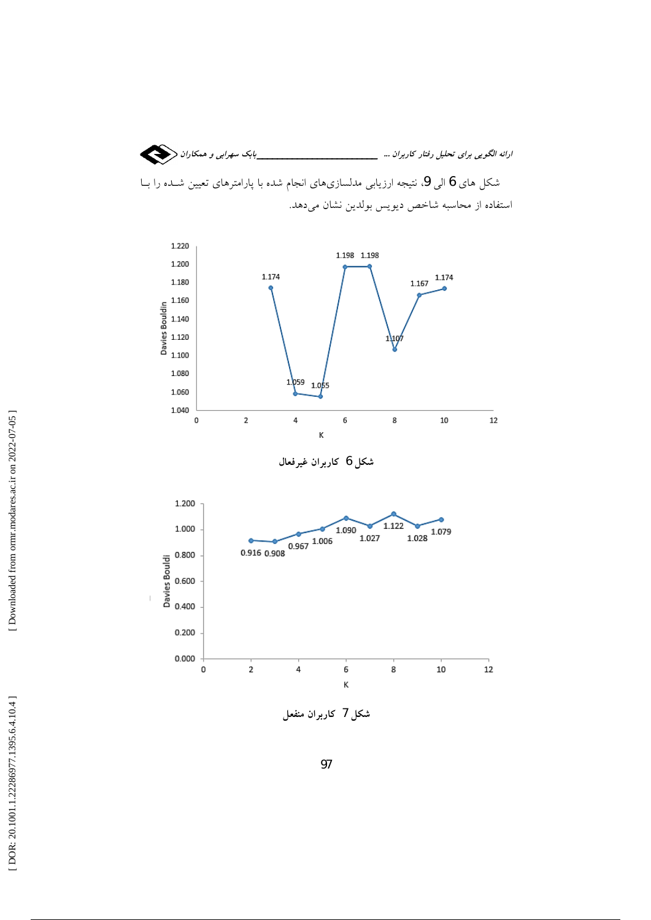شکل های 6 الی 9، نتیجه ارزیابی مدلسازی‌های انجام شده با پارامترهای تعیین شـده را بـا استفاده از محاسبه شاخص دیویس بولدین نشان می‌دهد.

شکل 6 کاربران غیرفعال

شکل 7 کاربران منفعل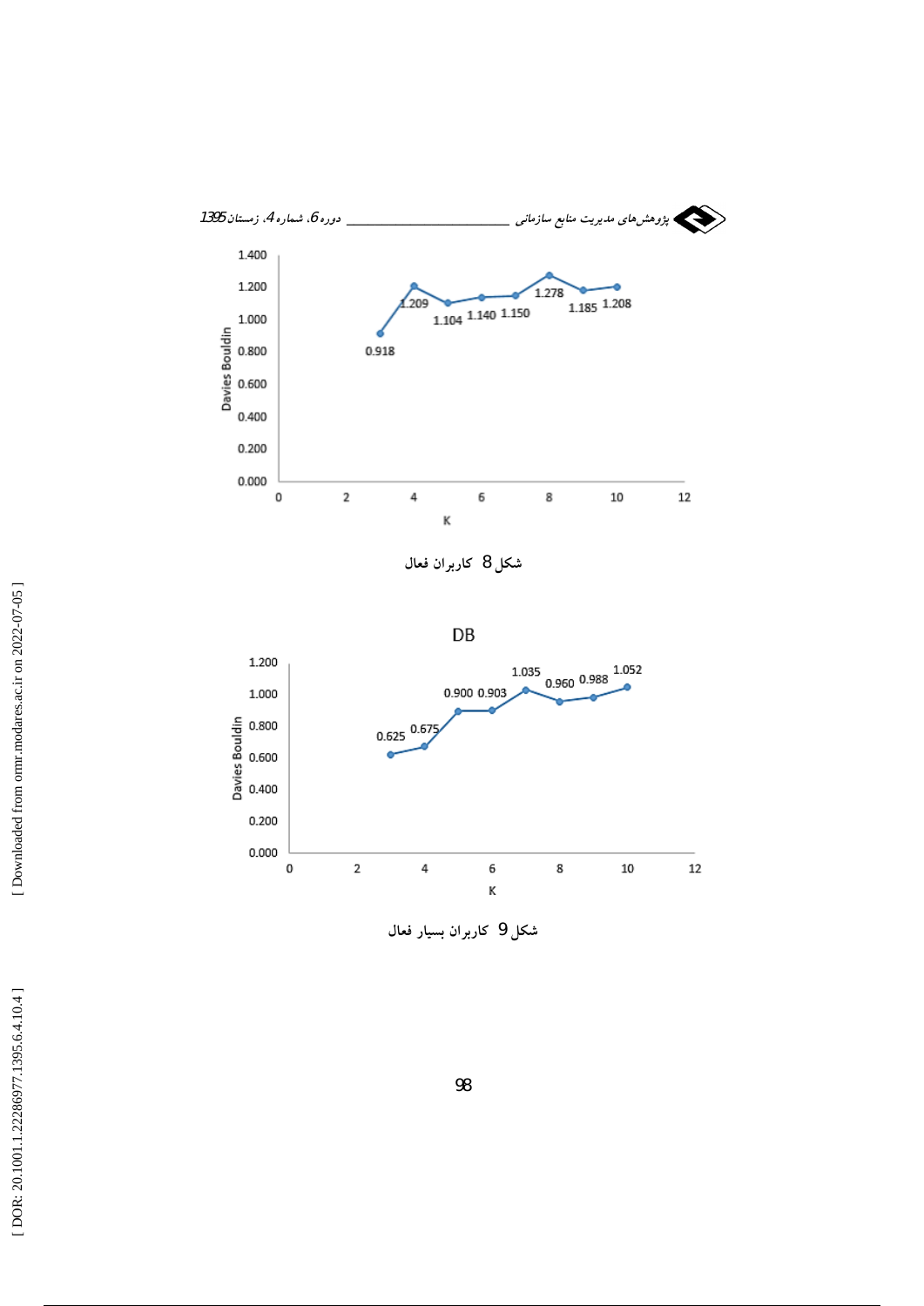شکل 8 کاربران فعال

DB

شکل 9 کاربران بسیار فعال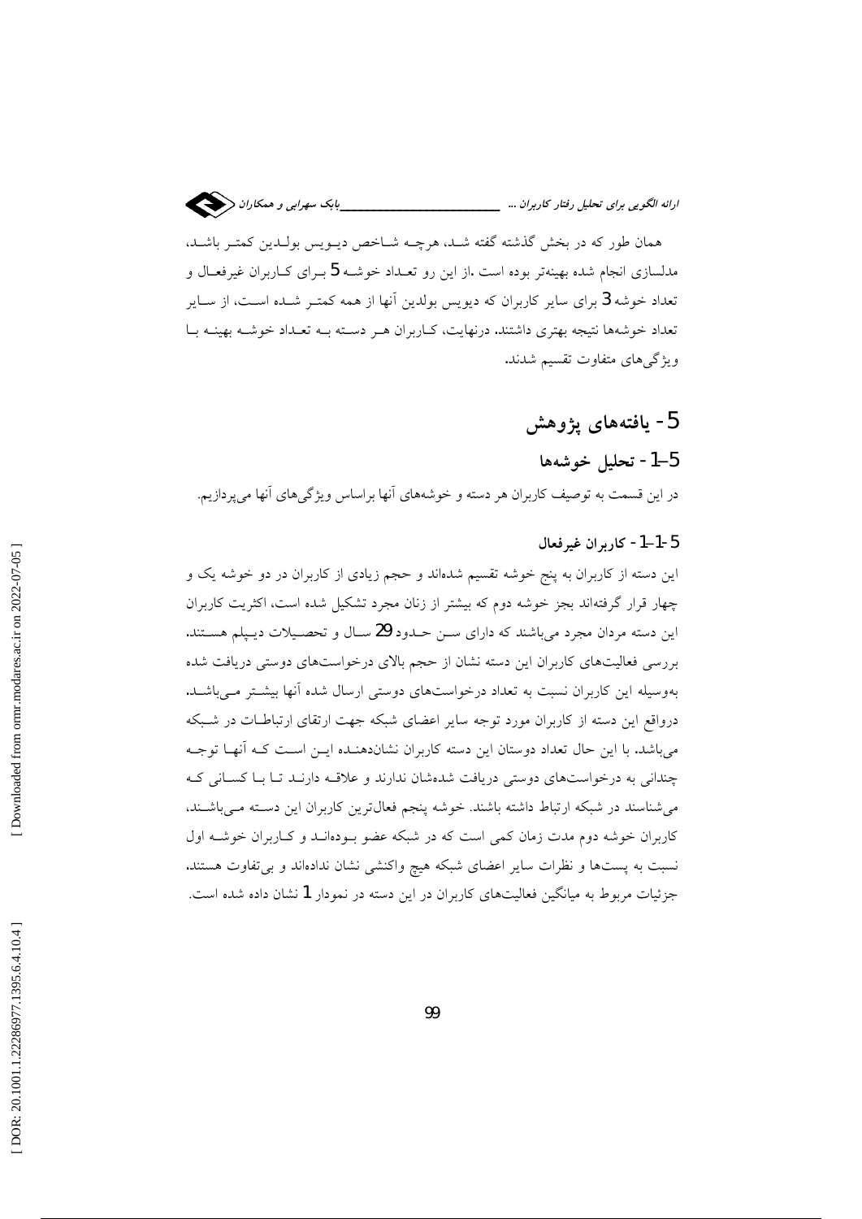همان طور که در بخش گذشته گفته شد، هرچه شاخص دیویس بولدین کمتر باشد، مدلسازی انجام شده بهینه‌تر بوده است .از این رو تعداد خوشه 5 برای کاربران غیرفعال و تعداد خوشه 3 برای سایر کاربران که دیویس بولدین آنها از همه کمتر شده است، از سایر تعداد خوشه‌ها نتیجه بهتری داشتند. درنهایت، کاربران هر دسته به تعداد خوشه بهینه با ویژگی‌های متفاوت تقسیم شدند.

# 5- یافته‌های پژوهش

## 5-1- تحلیل خوشه‌ها

در این قسمت به توصیف کاربران هر دسته و خوشه‌های آنها براساس ویژگی‌های آنها می‌پردازیم.

### 5-1-1- کاربران غیرفعال

این دسته از کاربران به پنج خوشه تقسیم شده‌اند و حجم زیادی از کاربران در دو خوشه یک و چهار قرار گرفته‌اند بجز خوشه دوم که بیشتر از زنان مجرد تشکیل شده است، اکثریت کاربران این دسته مردان مجرد می‌باشند که دارای سن حدود 29 سال و تحصیلات دیپلم هستند. بررسی فعالیت‌های کاربران این دسته نشان از حجم بالای درخواست‌های دوستی دریافت شده به‌وسیله این کاربران نسبت به تعداد درخواست‌های دوستی ارسال شده آنها بیشتر می‌باشد. درواقع این دسته از کاربران مورد توجه سایر اعضای شبکه جهت ارتقای ارتباطات در شبکه می‌باشد. با این حال تعداد دوستان این دسته کاربران نشان‌دهنده این است که آنها توجه چندانی به درخواست‌های دوستی دریافت شده‌شان ندارند و علاقه دارند تا با کسانی که می‌شناسند در شبکه ارتباط داشته باشند. خوشه پنجم فعال‌ترین کاربران این دسته می‌باشند، کاربران خوشه دوم مدت زمان کمی است که در شبکه عضو بوده‌اند و کاربران خوشه اول نسبت به پست‌ها و نظرات سایر اعضای شبکه هیچ واکنشی نشان نداده‌اند و بی‌تفاوت هستند. جزئیات مربوط به میانگین فعالیت‌های کاربران در این دسته در نمودار 1 نشان داده شده است.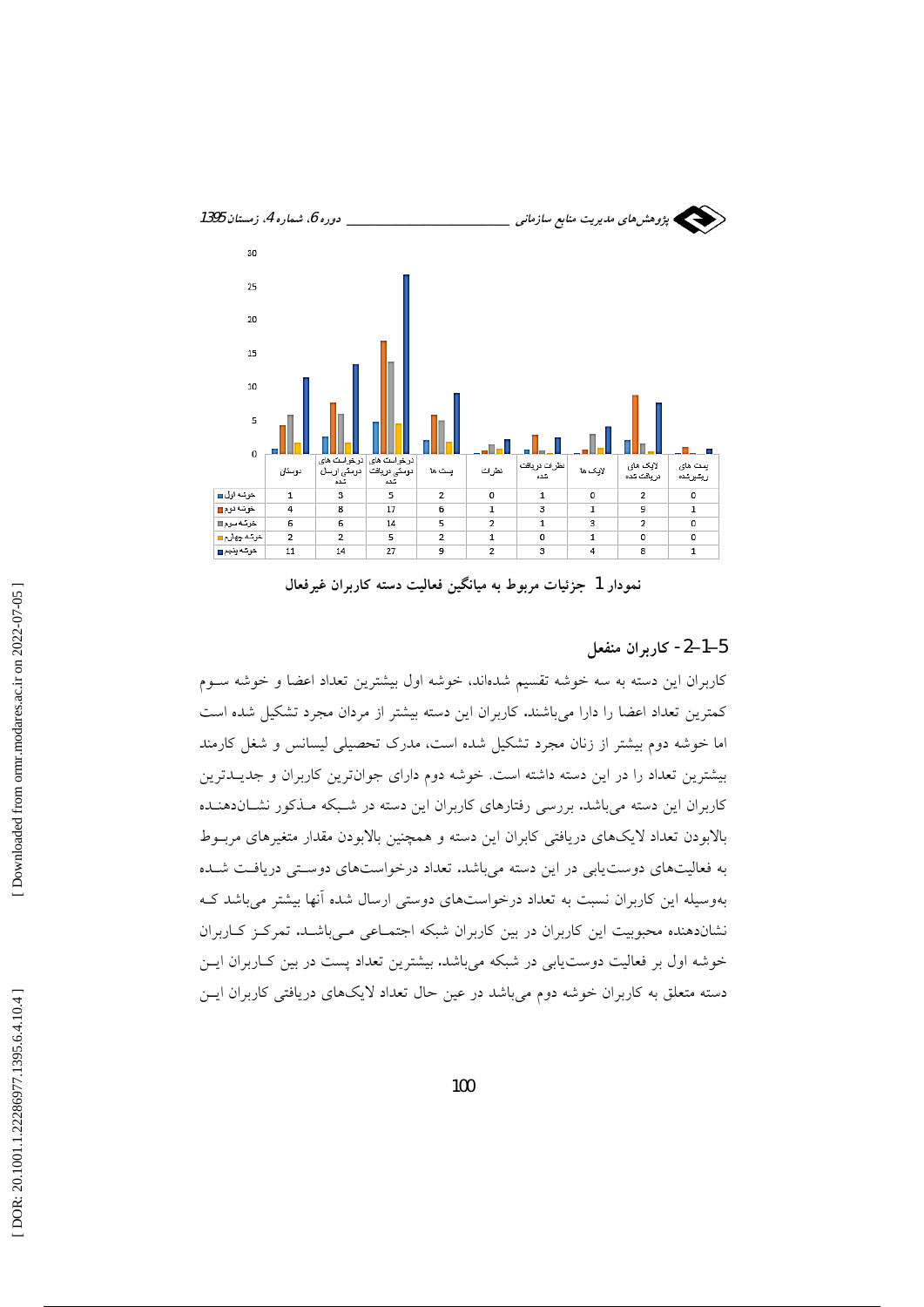| | دوستان | درخواست های دوستی ارسال شده | درخواست های دوستی دریافت شده | پست ها | نظرات | نظرات دریافت شده | لایک ها | لایک های دریافت شده | پست های ریشیرشده |
|---|---|---|---|---|---|---|---|---|---|
| خوشه اول | 1 | 3 | 5 | 2 | 0 | 1 | 0 | 2 | 0 |
| خوشه دوم | 4 | 8 | 17 | 6 | 1 | 3 | 1 | 9 | 1 |
| خوشه سوم | 6 | 6 | 14 | 5 | 2 | 1 | 3 | 2 | 0 |
| خوشه چهارم | 2 | 2 | 5 | 2 | 1 | 0 | 1 | 0 | 0 |
| خوشه پنجم | 11 | 14 | 27 | 9 | 2 | 3 | 4 | 8 | 1 |

نمودار 1 جزئیات مربوط به میانگین فعالیت دسته کاربران غیرفعال

### 5-1-2- کاربران منفعل

کاربران این دسته به سه خوشه تقسیم شده‌اند، خوشه اول بیشترین تعداد اعضا و خوشه سوم کمترین تعداد اعضا را دارا می‌باشند. کاربران این دسته بیشتر از مردان مجرد تشکیل شده است اما خوشه دوم بیشتر از زنان مجرد تشکیل شده است، مدرک تحصیلی لیسانس و شغل کارمند بیشترین تعداد را در این دسته داشته است. خوشه دوم دارای جوان‌ترین کاربران و جدیدترین کاربران این دسته می‌باشد. بررسی رفتارهای کاربران این دسته در شبکه مذکور نشان‌دهنده بالابودن تعداد لایک‌های دریافتی کابران این دسته و همچنین بالابودن مقدار متغیرهای مربوط به فعالیت‌های دوست‌یابی در این دسته می‌باشد. تعداد درخواست‌های دوستی دریافت شده به‌وسیله این کاربران نسبت به تعداد درخواست‌های دوستی ارسال شده آنها بیشتر می‌باشد که نشان‌دهنده محبوبیت این کاربران در بین کاربران شبکه اجتماعی می‌باشد. تمرکز کاربران خوشه اول بر فعالیت دوست‌یابی در شبکه می‌باشد. بیشترین تعداد پست در بین کاربران این دسته متعلق به کاربران خوشه دوم می‌باشد در عین حال تعداد لایک‌های دریافتی کاربران این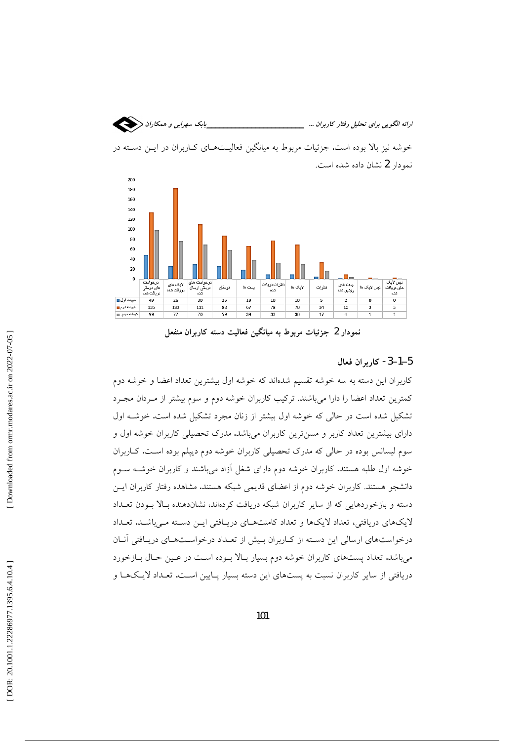خوشه نیز بالا بوده است. جزئیات مربوط به میانگین فعالیت‌های کاربران در این دسته در نمودار 2 نشان داده شده است.

| | درخواست های دوستی دریافت شده | لایک های دریافت شده | درخواست های دوستی ارسال شده | دوستان | پست ها | نظرات دریافت شده | لایک ها | نظرات | پست های ریتوئیت شده | دیس لایک ها | دیس لایک های دریافت شده |
|---|---|---|---|---|---|---|---|---|---|---|---|
| خوشه اول | 49 | 26 | 30 | 26 | 19 | 10 | 10 | 5 | 2 | 0 | 0 |
| خوشه دوم | 135 | 183 | 111 | 88 | 67 | 78 | 70 | 34 | 10 | 3 | 3 |
| خوشه سوم | 99 | 77 | 70 | 59 | 39 | 33 | 30 | 17 | 4 | 1 | 1 |

**نمودار 2 جزئیات مربوط به میانگین فعالیت دسته کاربران منفعل**

## 5-1-3- کاربران فعال

کاربران این دسته به سه خوشه تقسیم شده‌اند که خوشه اول بیشترین تعداد اعضا و خوشه دوم کمترین تعداد اعضا را دارا می‌باشند. ترکیب کاربران خوشه دوم و سوم بیشتر از مردان مجرد تشکیل شده است در حالی که خوشه اول بیشتر از زنان مجرد تشکیل شده است. خوشه اول دارای بیشترین تعداد کاربر و مسن‌ترین کاربران می‌باشد. مدرک تحصیلی کاربران خوشه اول و سوم لیسانس بوده در حالی که مدرک تحصیلی کاربران خوشه دوم دیپلم بوده است. کاربران خوشه اول طلبه هستند. کاربران خوشه دوم دارای شغل آزاد می‌باشند و کاربران خوشه سوم دانشجو هستند. کاربران خوشه دوم از اعضای قدیمی شبکه هستند. مشاهده رفتار کاربران این دسته و بازخوردهایی که از سایر کاربران شبکه دریافت کرده‌اند، نشان‌دهنده بالا بودن تعداد لایک‌های دریافتی، تعداد لایک‌ها و تعداد کامنت‌های دریافتی این دسته می‌باشد. تعداد درخواست‌های ارسالی این دسته از کاربران بیش از تعداد درخواست‌های دریافتی آنان می‌باشد. تعداد پست‌های کاربران خوشه دوم بسیار بالا بوده است در عین حال بازخورد دریافتی از سایر کاربران نسبت به پست‌های این دسته بسیار پایین است. تعداد لایک‌ها و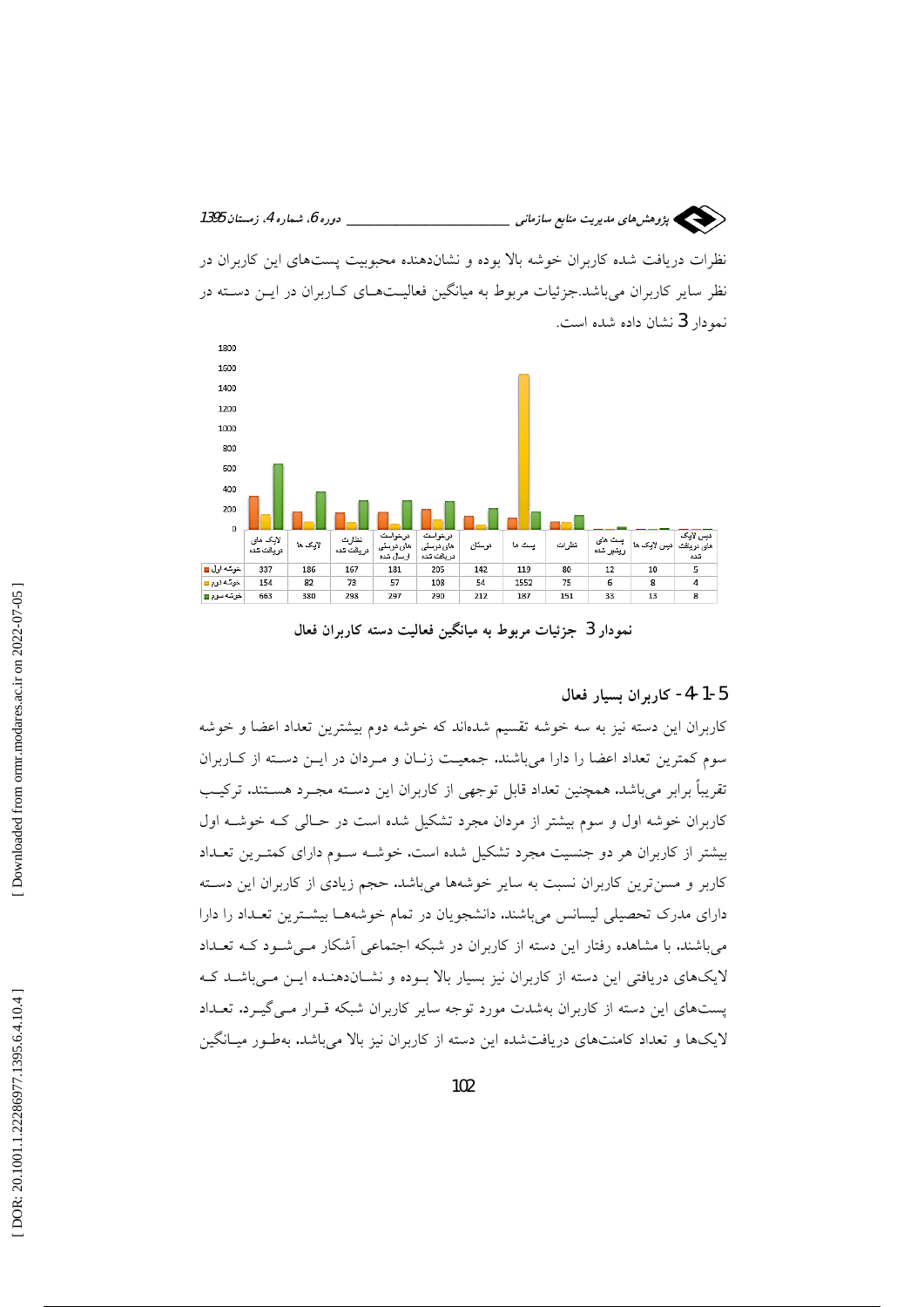نظرات دریافت شده کاربران خوشه بالا بوده و نشان‌دهنده محبوبیت پست‌های این کاربران در نظر سایر کاربران می‌باشد.جزئیات مربوط به میانگین فعالیت‌های کاربران در این دسته در نمودار 3 نشان داده شده است.

| | لایک های دریافت شده | لایک ها | نظرات دریافت شده | درخواست های دوستی ارسال شده | درخواست های دوستی دریافت شده | دوستان | پست ها | نظرات | پست های ریشر شده | دیس لایک ها | دیس لایک های دریافت شده |
|---|---|---|---|---|---|---|---|---|---|---|---|
| خوشه اول | 337 | 186 | 167 | 181 | 205 | 142 | 119 | 80 | 12 | 10 | 5 |
| خوشه دوم | 154 | 82 | 73 | 57 | 108 | 54 | 1552 | 75 | 6 | 8 | 4 |
| خوشه سوم | 663 | 380 | 298 | 297 | 290 | 212 | 187 | 151 | 33 | 13 | 8 |

**نمودار 3 جزئیات مربوط به میانگین فعالیت دسته کاربران فعال**

### 5-1-4- کاربران بسیار فعال

کاربران این دسته نیز به سه خوشه تقسیم شده‌اند که خوشه دوم بیشترین تعداد اعضا و خوشه سوم کمترین تعداد اعضا را دارا می‌باشند. جمعیت زنان و مردان در این دسته از کاربران تقریباً برابر می‌باشد. همچنین تعداد قابل توجهی از کاربران این دسته مجرد هستند. ترکیب کاربران خوشه اول و سوم بیشتر از مردان مجرد تشکیل شده است در حالی که خوشه اول بیشتر از کاربران هر دو جنسیت مجرد تشکیل شده است. خوشه سوم دارای کمترین تعداد کاربر و مسن‌ترین کاربران نسبت به سایر خوشه‌ها می‌باشد. حجم زیادی از کاربران این دسته دارای مدرک تحصیلی لیسانس می‌باشند. دانشجویان در تمام خوشه‌ها بیشترین تعداد را دارا می‌باشند. با مشاهده رفتار این دسته از کاربران در شبکه اجتماعی آشکار می‌شود که تعداد لایک‌های دریافتی این دسته از کاربران نیز بسیار بالا بوده و نشان‌دهنده این می‌باشد که پست‌های این دسته از کاربران به‌شدت مورد توجه سایر کاربران شبکه قرار می‌گیرد. تعداد لایک‌ها و تعداد کامنت‌های دریافت‌شده این دسته از کاربران نیز بالا می‌باشد. به‌طور میانگین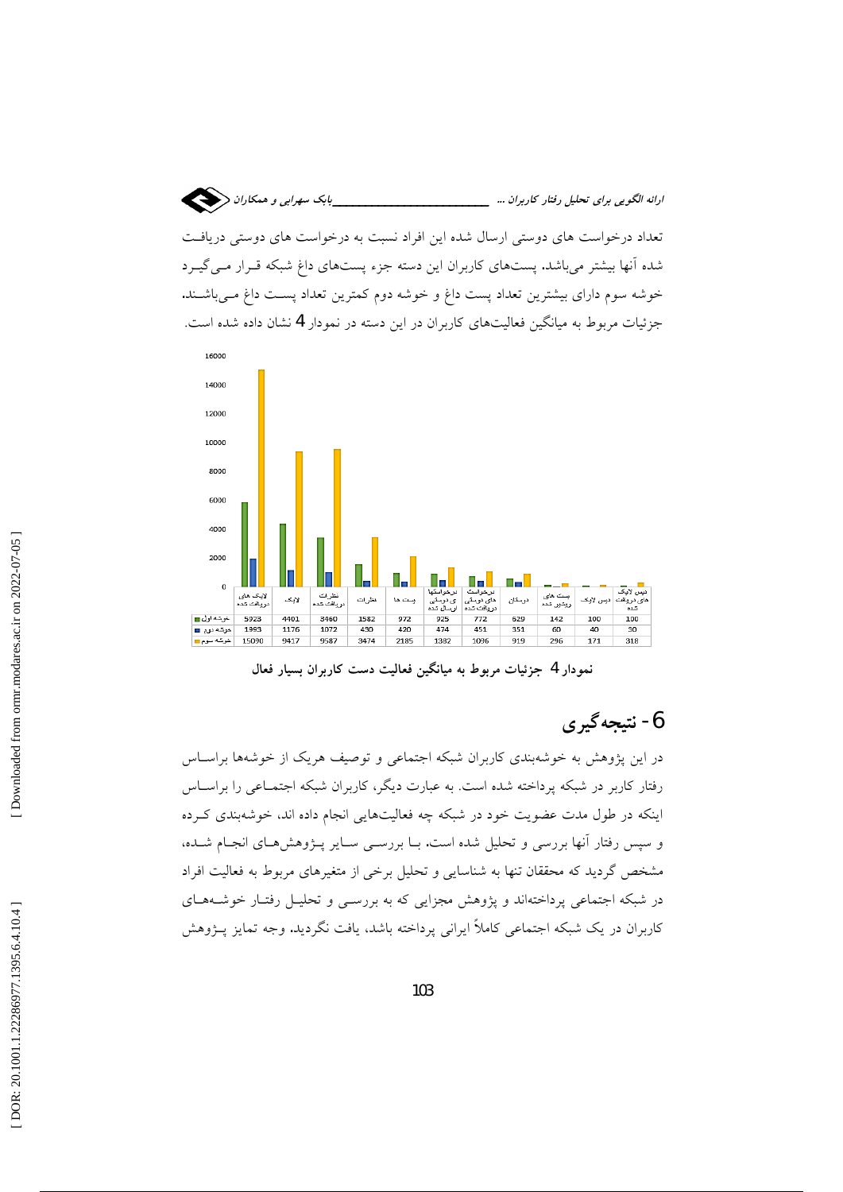تعداد درخواست های دوستی ارسال شده این افراد نسبت به درخواست های دوستی دریافت شده آنها بیشتر می‌باشد. پست‌های کاربران این دسته جزء پست‌های داغ شبکه قرار می‌گیرد خوشه سوم دارای بیشترین تعداد پست داغ و خوشه دوم کمترین تعداد پست داغ می‌باشند. جزئیات مربوط به میانگین فعالیت‌های کاربران در این دسته در نمودار 4 نشان داده شده است.

| | لایک های دریافت شده | لایک | نظرات دریافت شده | نظرات | پست ها | درخواستهای دوستی ارسال شده | درخواست های دوستی دریافت شده | دوستان | پست های ویرایش شده | دیس لایک | دیس لایک های دریافت شده |
|---|---|---|---|---|---|---|---|---|---|---|---|
| خوشه اول | 5923 | 4401 | 3460 | 1582 | 972 | 925 | 772 | 629 | 142 | 100 | 100 |
| خوشه دوم | 1993 | 1176 | 1072 | 430 | 420 | 474 | 451 | 351 | 60 | 40 | 30 |
| خوشه سوم | 15090 | 9417 | 9587 | 3474 | 2185 | 1382 | 1096 | 919 | 296 | 171 | 318 |

**نمودار 4 جزئیات مربوط به میانگین فعالیت دست کاربران بسیار فعال**

# 6- نتیجه‌گیری

در این پژوهش به خوشه‌بندی کاربران شبکه اجتماعی و توصیف هریک از خوشه‌ها براساس رفتار کاربر در شبکه پرداخته شده است. به عبارت دیگر، کاربران شبکه اجتماعی را براساس اینکه در طول مدت عضویت خود در شبکه چه فعالیت‌هایی انجام داده اند، خوشه‌بندی کرده و سپس رفتار آنها بررسی و تحلیل شده است. با بررسی سایر پژوهش‌های انجام شده، مشخص گردید که محققان تنها به شناسایی و تحلیل برخی از متغیرهای مربوط به فعالیت افراد در شبکه اجتماعی پرداخته‌اند و پژوهش مجزایی که به بررسی و تحلیل رفتار خوشه‌های کاربران در یک شبکه اجتماعی کاملاً ایرانی پرداخته باشد، یافت نگردید. وجه تمایز پژوهش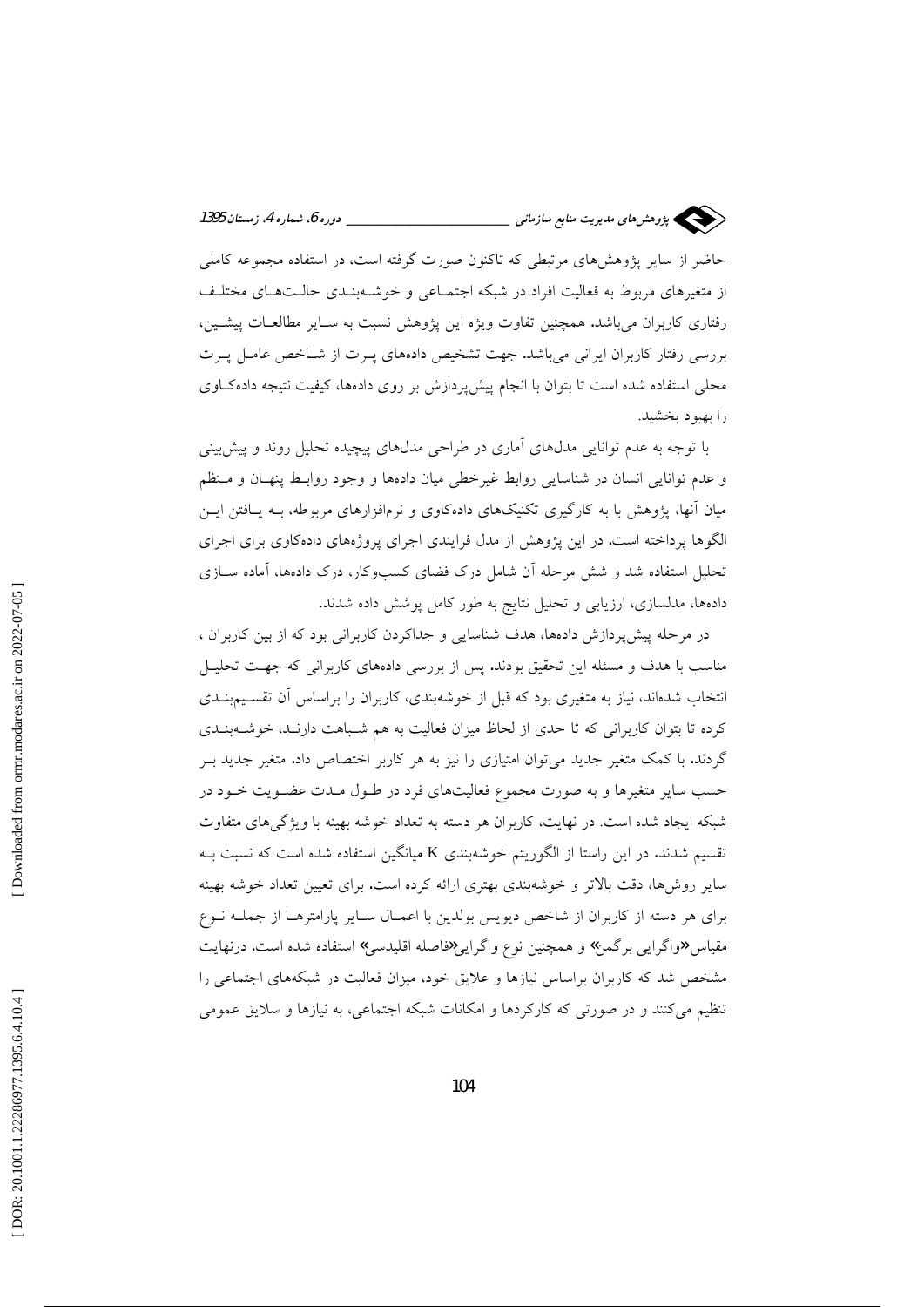حاضر از سایر پژوهش‌های مرتبطی که تاکنون صورت گرفته است، در استفاده مجموعه کاملی از متغیرهای مربوط به فعالیت افراد در شبکه اجتماعی و خوشه‌بندی حالت‌های مختلف رفتاری کاربران می‌باشد. همچنین تفاوت ویژه این پژوهش نسبت به سایر مطالعات پیشین، بررسی رفتار کاربران ایرانی می‌باشد. جهت تشخیص داده‌های پرت از شاخص عامل پرت محلی استفاده شده است تا بتوان با انجام پیش‌پردازش بر روی داده‌ها، کیفیت نتیجه داده‌کاوی را بهبود بخشید.

با توجه به عدم توانایی مدل‌های آماری در طراحی مدل‌های پیچیده تحلیل روند و پیش‌بینی و عدم توانایی انسان در شناسایی روابط غیرخطی میان داده‌ها و وجود روابط پنهان و منظم میان آنها، پژوهش با به کارگیری تکنیک‌های داده‌کاوی و نرم‌افزارهای مربوطه، به یافتن این الگوها پرداخته است. در این پژوهش از مدل فرایندی اجرای پروژه‌های داده‌کاوی برای اجرای تحلیل استفاده شد و شش مرحله آن شامل درک فضای کسب‌وکار، درک داده‌ها، آماده سازی داده‌ها، مدلسازی، ارزیابی و تحلیل نتایج به طور کامل پوشش داده شدند.

در مرحله پیش‌پردازش داده‌ها، هدف شناسایی و جداکردن کاربرانی بود که از بین کاربران، مناسب با هدف و مسئله این تحقیق بودند. پس از بررسی داده‌های کاربرانی که جهت تحلیل انتخاب شده‌اند، نیاز به متغیری بود که قبل از خوشه‌بندی، کاربران را براساس آن تقسیم‌بندی کرده تا بتوان کاربرانی که تا حدی از لحاظ میزان فعالیت به هم شباهت دارند، خوشه‌بندی گردند. با کمک متغیر جدید می‌توان امتیازی را نیز به هر کاربر اختصاص داد. متغیر جدید بر حسب سایر متغیرها و به صورت مجموع فعالیت‌های فرد در طول مدت عضویت خود در شبکه ایجاد شده است. در نهایت، کاربران هر دسته به تعداد خوشه بهینه با ویژگی‌های متفاوت تقسیم شدند. در این راستا از الگوریتم خوشه‌بندی K میانگین استفاده شده است که نسبت به سایر روش‌ها، دقت بالاتر و خوشه‌بندی بهتری ارائه کرده است. برای تعیین تعداد خوشه بهینه برای هر دسته از کاربران از شاخص دیویس بولدین با اعمال سایر پارامترها از جمله نوع مقیاس «واگرایی برگمن» و همچنین نوع واگرایی «فاصله اقلیدسی» استفاده شده است. درنهایت مشخص شد که کاربران براساس نیازها و علایق خود، میزان فعالیت در شبکه‌های اجتماعی را تنظیم می‌کنند و در صورتی که کارکردها و امکانات شبکه اجتماعی، به نیازها و سلایق عمومی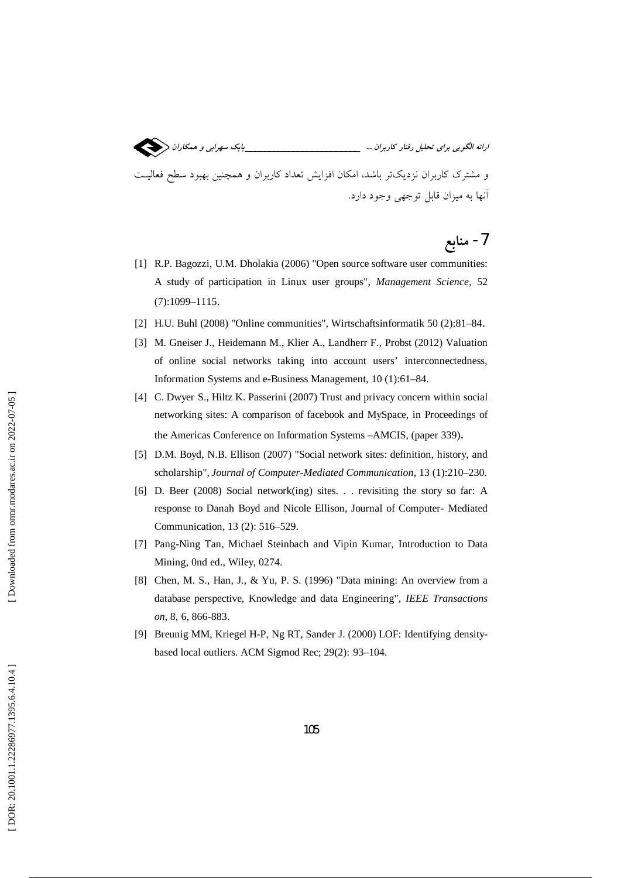و مشترک کاربران نزدیک‌تر باشد، امکان افزایش تعداد کاربران و همچنین بهبود سطح فعالیت آنها به میزان قابل توجهی وجود دارد.

## 7- منابع

[1] R.P. Bagozzi, U.M. Dholakia (2006) "Open source software user communities: A study of participation in Linux user groups", *Management Science*, 52 (7):1099–1115.

[2] H.U. Buhl (2008) "Online communities", Wirtschaftsinformatik 50 (2):81–84.

[3] M. Gneiser J., Heidemann M., Klier A., Landherr F., Probst (2012) Valuation of online social networks taking into account users' interconnectedness, Information Systems and e-Business Management, 10 (1):61–84.

[4] C. Dwyer S., Hiltz K. Passerini (2007) Trust and privacy concern within social networking sites: A comparison of facebook and MySpace, in Proceedings of the Americas Conference on Information Systems –AMCIS, (paper 339).

[5] D.M. Boyd, N.B. Ellison (2007) "Social network sites: definition, history, and scholarship", *Journal of Computer-Mediated Communication*, 13 (1):210–230.

[6] D. Beer (2008) Social network(ing) sites. . . revisiting the story so far: A response to Danah Boyd and Nicole Ellison, Journal of Computer- Mediated Communication, 13 (2): 516–529.

[7] Pang-Ning Tan, Michael Steinbach and Vipin Kumar, Introduction to Data Mining, 0nd ed., Wiley, 0274.

[8] Chen, M. S., Han, J., & Yu, P. S. (1996) "Data mining: An overview from a database perspective, Knowledge and data Engineering", *IEEE Transactions on*, 8, 6, 866-883.

[9] Breunig MM, Kriegel H-P, Ng RT, Sander J. (2000) LOF: Identifying density-based local outliers. ACM Sigmod Rec; 29(2): 93–104.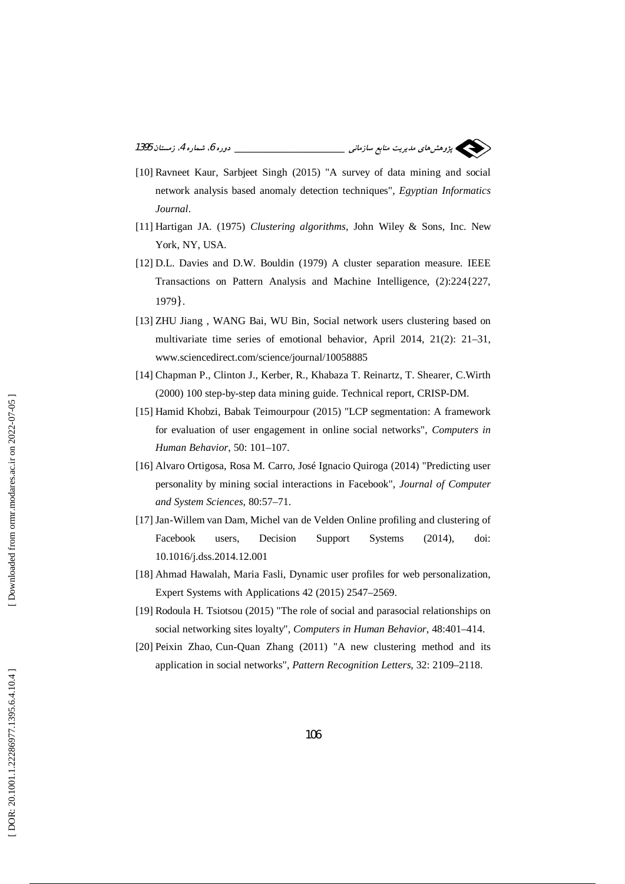[10] Ravneet Kaur, Sarbjeet Singh (2015) "A survey of data mining and social network analysis based anomaly detection techniques", *Egyptian Informatics Journal*.

[11] Hartigan JA. (1975) *Clustering algorithms*, John Wiley & Sons, Inc. New York, NY, USA.

[12] D.L. Davies and D.W. Bouldin (1979) A cluster separation measure. IEEE Transactions on Pattern Analysis and Machine Intelligence, (2):224{227, 1979}.

[13] ZHU Jiang , WANG Bai, WU Bin, Social network users clustering based on multivariate time series of emotional behavior, April 2014, 21(2): 21–31, www.sciencedirect.com/science/journal/10058885

[14] Chapman P., Clinton J., Kerber, R., Khabaza T. Reinartz, T. Shearer, C.Wirth (2000) 100 step-by-step data mining guide. Technical report, CRISP-DM.

[15] Hamid Khobzi, Babak Teimourpour (2015) "LCP segmentation: A framework for evaluation of user engagement in online social networks", *Computers in Human Behavior*, 50: 101–107.

[16] Alvaro Ortigosa, Rosa M. Carro, José Ignacio Quiroga (2014) "Predicting user personality by mining social interactions in Facebook", *Journal of Computer and System Sciences,* 80:57–71.

[17] Jan-Willem van Dam, Michel van de Velden Online profiling and clustering of Facebook users, Decision Support Systems (2014), doi: 10.1016/j.dss.2014.12.001

[18] Ahmad Hawalah, Maria Fasli, Dynamic user profiles for web personalization, Expert Systems with Applications 42 (2015) 2547–2569.

[19] Rodoula H. Tsiotsou (2015) "The role of social and parasocial relationships on social networking sites loyalty", *Computers in Human Behavior*, 48:401–414.

[20] Peixin Zhao, Cun-Quan Zhang (2011) "A new clustering method and its application in social networks", *Pattern Recognition Letters*, 32: 2109–2118.